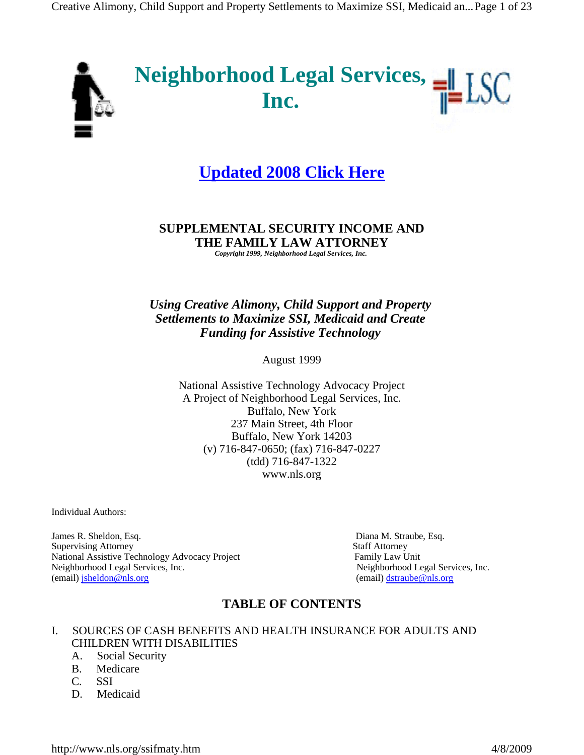# Neighborhood Legal Services, Inc.

## [Updated 2008 Click Here]

**SUPPLEMENTAL SECURITY INCOME AND THE FAMILY LAW ATTORNEY**

***Copyright 1999, Neighborhood Legal Services, Inc.***

***Using Creative Alimony, Child Support and Property Settlements to Maximize SSI, Medicaid and Create Funding for Assistive Technology***

August 1999

National Assistive Technology Advocacy Project
A Project of Neighborhood Legal Services, Inc.
Buffalo, New York
237 Main Street, 4th Floor
Buffalo, New York 14203
(v) 716-847-0650; (fax) 716-847-0227
(tdd) 716-847-1322
www.nls.org

Individual Authors:

James R. Sheldon, Esq.
Supervising Attorney
National Assistive Technology Advocacy Project
Neighborhood Legal Services, Inc.
(email) jsheldon@nls.org

Diana M. Straube, Esq.
Staff Attorney
Family Law Unit
Neighborhood Legal Services, Inc.
(email) dstraube@nls.org

## TABLE OF CONTENTS

I. SOURCES OF CASH BENEFITS AND HEALTH INSURANCE FOR ADULTS AND CHILDREN WITH DISABILITIES

   A. Social Security
   B. Medicare
   C. SSI
   D. Medicaid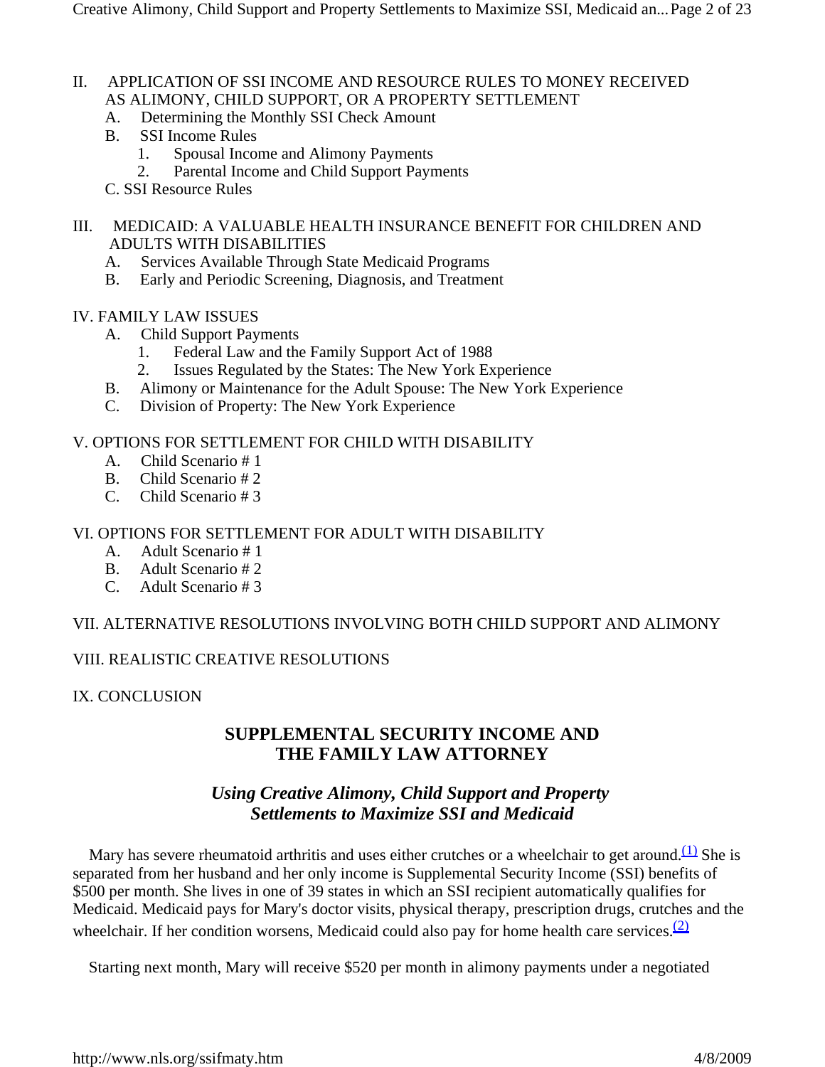- II. APPLICATION OF SSI INCOME AND RESOURCE RULES TO MONEY RECEIVED AS ALIMONY, CHILD SUPPORT, OR A PROPERTY SETTLEMENT
  - A. Determining the Monthly SSI Check Amount
  - B. SSI Income Rules
    - 1. Spousal Income and Alimony Payments
    - 2. Parental Income and Child Support Payments
  - C. SSI Resource Rules
- III. MEDICAID: A VALUABLE HEALTH INSURANCE BENEFIT FOR CHILDREN AND ADULTS WITH DISABILITIES
  - A. Services Available Through State Medicaid Programs
  - B. Early and Periodic Screening, Diagnosis, and Treatment
- IV. FAMILY LAW ISSUES
  - A. Child Support Payments
    - 1. Federal Law and the Family Support Act of 1988
    - 2. Issues Regulated by the States: The New York Experience
  - B. Alimony or Maintenance for the Adult Spouse: The New York Experience
  - C. Division of Property: The New York Experience
- V. OPTIONS FOR SETTLEMENT FOR CHILD WITH DISABILITY
  - A. Child Scenario # 1
  - B. Child Scenario # 2
  - C. Child Scenario # 3
- VI. OPTIONS FOR SETTLEMENT FOR ADULT WITH DISABILITY
  - A. Adult Scenario # 1
  - B. Adult Scenario # 2
  - C. Adult Scenario # 3
- VII. ALTERNATIVE RESOLUTIONS INVOLVING BOTH CHILD SUPPORT AND ALIMONY
- VIII. REALISTIC CREATIVE RESOLUTIONS
- IX. CONCLUSION

# SUPPLEMENTAL SECURITY INCOME AND THE FAMILY LAW ATTORNEY

## *Using Creative Alimony, Child Support and Property Settlements to Maximize SSI and Medicaid*

Mary has severe rheumatoid arthritis and uses either crutches or a wheelchair to get around.[(1)] She is separated from her husband and her only income is Supplemental Security Income (SSI) benefits of $500 per month. She lives in one of 39 states in which an SSI recipient automatically qualifies for Medicaid. Medicaid pays for Mary's doctor visits, physical therapy, prescription drugs, crutches and the wheelchair. If her condition worsens, Medicaid could also pay for home health care services.[(2)]

Starting next month, Mary will receive $520 per month in alimony payments under a negotiated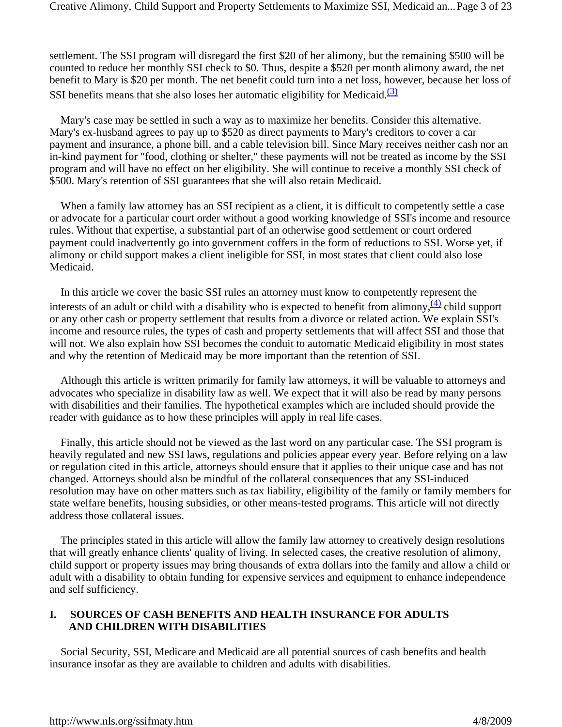settlement. The SSI program will disregard the first $20 of her alimony, but the remaining $500 will be counted to reduce her monthly SSI check to $0. Thus, despite a $520 per month alimony award, the net benefit to Mary is $20 per month. The net benefit could turn into a net loss, however, because her loss of SSI benefits means that she also loses her automatic eligibility for Medicaid.[(3)]

Mary's case may be settled in such a way as to maximize her benefits. Consider this alternative. Mary's ex-husband agrees to pay up to $520 as direct payments to Mary's creditors to cover a car payment and insurance, a phone bill, and a cable television bill. Since Mary receives neither cash nor an in-kind payment for "food, clothing or shelter," these payments will not be treated as income by the SSI program and will have no effect on her eligibility. She will continue to receive a monthly SSI check of $500. Mary's retention of SSI guarantees that she will also retain Medicaid.

When a family law attorney has an SSI recipient as a client, it is difficult to competently settle a case or advocate for a particular court order without a good working knowledge of SSI's income and resource rules. Without that expertise, a substantial part of an otherwise good settlement or court ordered payment could inadvertently go into government coffers in the form of reductions to SSI. Worse yet, if alimony or child support makes a client ineligible for SSI, in most states that client could also lose Medicaid.

In this article we cover the basic SSI rules an attorney must know to competently represent the interests of an adult or child with a disability who is expected to benefit from alimony,[(4)] child support or any other cash or property settlement that results from a divorce or related action. We explain SSI's income and resource rules, the types of cash and property settlements that will affect SSI and those that will not. We also explain how SSI becomes the conduit to automatic Medicaid eligibility in most states and why the retention of Medicaid may be more important than the retention of SSI.

Although this article is written primarily for family law attorneys, it will be valuable to attorneys and advocates who specialize in disability law as well. We expect that it will also be read by many persons with disabilities and their families. The hypothetical examples which are included should provide the reader with guidance as to how these principles will apply in real life cases.

Finally, this article should not be viewed as the last word on any particular case. The SSI program is heavily regulated and new SSI laws, regulations and policies appear every year. Before relying on a law or regulation cited in this article, attorneys should ensure that it applies to their unique case and has not changed. Attorneys should also be mindful of the collateral consequences that any SSI-induced resolution may have on other matters such as tax liability, eligibility of the family or family members for state welfare benefits, housing subsidies, or other means-tested programs. This article will not directly address those collateral issues.

The principles stated in this article will allow the family law attorney to creatively design resolutions that will greatly enhance clients' quality of living. In selected cases, the creative resolution of alimony, child support or property issues may bring thousands of extra dollars into the family and allow a child or adult with a disability to obtain funding for expensive services and equipment to enhance independence and self sufficiency.

## I. SOURCES OF CASH BENEFITS AND HEALTH INSURANCE FOR ADULTS AND CHILDREN WITH DISABILITIES

Social Security, SSI, Medicare and Medicaid are all potential sources of cash benefits and health insurance insofar as they are available to children and adults with disabilities.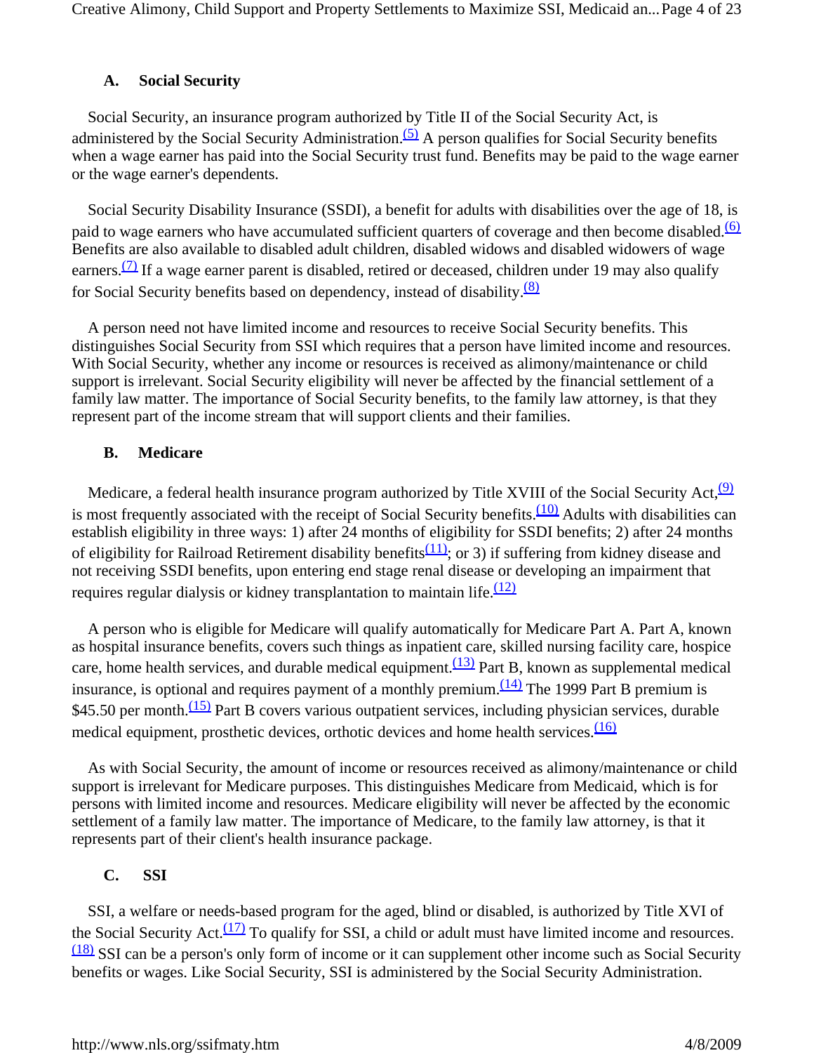### A. Social Security

Social Security, an insurance program authorized by Title II of the Social Security Act, is administered by the Social Security Administration.[(5)] A person qualifies for Social Security benefits when a wage earner has paid into the Social Security trust fund. Benefits may be paid to the wage earner or the wage earner's dependents.

Social Security Disability Insurance (SSDI), a benefit for adults with disabilities over the age of 18, is paid to wage earners who have accumulated sufficient quarters of coverage and then become disabled.[(6)] Benefits are also available to disabled adult children, disabled widows and disabled widowers of wage earners.[(7)] If a wage earner parent is disabled, retired or deceased, children under 19 may also qualify for Social Security benefits based on dependency, instead of disability.[(8)]

A person need not have limited income and resources to receive Social Security benefits. This distinguishes Social Security from SSI which requires that a person have limited income and resources. With Social Security, whether any income or resources is received as alimony/maintenance or child support is irrelevant. Social Security eligibility will never be affected by the financial settlement of a family law matter. The importance of Social Security benefits, to the family law attorney, is that they represent part of the income stream that will support clients and their families.

### B. Medicare

Medicare, a federal health insurance program authorized by Title XVIII of the Social Security Act,[(9)] is most frequently associated with the receipt of Social Security benefits.[(10)] Adults with disabilities can establish eligibility in three ways: 1) after 24 months of eligibility for SSDI benefits; 2) after 24 months of eligibility for Railroad Retirement disability benefits[(11)]; or 3) if suffering from kidney disease and not receiving SSDI benefits, upon entering end stage renal disease or developing an impairment that requires regular dialysis or kidney transplantation to maintain life.[(12)]

A person who is eligible for Medicare will qualify automatically for Medicare Part A. Part A, known as hospital insurance benefits, covers such things as inpatient care, skilled nursing facility care, hospice care, home health services, and durable medical equipment.[(13)] Part B, known as supplemental medical insurance, is optional and requires payment of a monthly premium.[(14)] The 1999 Part B premium is $45.50 per month.[(15)] Part B covers various outpatient services, including physician services, durable medical equipment, prosthetic devices, orthotic devices and home health services.[(16)]

As with Social Security, the amount of income or resources received as alimony/maintenance or child support is irrelevant for Medicare purposes. This distinguishes Medicare from Medicaid, which is for persons with limited income and resources. Medicare eligibility will never be affected by the economic settlement of a family law matter. The importance of Medicare, to the family law attorney, is that it represents part of their client's health insurance package.

### C. SSI

SSI, a welfare or needs-based program for the aged, blind or disabled, is authorized by Title XVI of the Social Security Act.[(17)] To qualify for SSI, a child or adult must have limited income and resources.[(18)] SSI can be a person's only form of income or it can supplement other income such as Social Security benefits or wages. Like Social Security, SSI is administered by the Social Security Administration.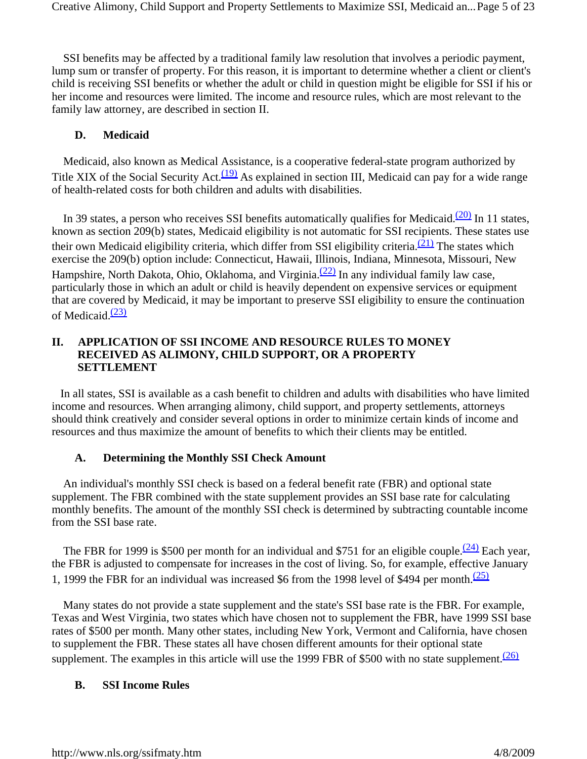SSI benefits may be affected by a traditional family law resolution that involves a periodic payment, lump sum or transfer of property. For this reason, it is important to determine whether a client or client's child is receiving SSI benefits or whether the adult or child in question might be eligible for SSI if his or her income and resources were limited. The income and resource rules, which are most relevant to the family law attorney, are described in section II.

### D. Medicaid

Medicaid, also known as Medical Assistance, is a cooperative federal-state program authorized by Title XIX of the Social Security Act.[(19)] As explained in section III, Medicaid can pay for a wide range of health-related costs for both children and adults with disabilities.

In 39 states, a person who receives SSI benefits automatically qualifies for Medicaid.[(20)] In 11 states, known as section 209(b) states, Medicaid eligibility is not automatic for SSI recipients. These states use their own Medicaid eligibility criteria, which differ from SSI eligibility criteria.[(21)] The states which exercise the 209(b) option include: Connecticut, Hawaii, Illinois, Indiana, Minnesota, Missouri, New Hampshire, North Dakota, Ohio, Oklahoma, and Virginia.[(22)] In any individual family law case, particularly those in which an adult or child is heavily dependent on expensive services or equipment that are covered by Medicaid, it may be important to preserve SSI eligibility to ensure the continuation of Medicaid.[(23)]

## II. APPLICATION OF SSI INCOME AND RESOURCE RULES TO MONEY RECEIVED AS ALIMONY, CHILD SUPPORT, OR A PROPERTY SETTLEMENT

In all states, SSI is available as a cash benefit to children and adults with disabilities who have limited income and resources. When arranging alimony, child support, and property settlements, attorneys should think creatively and consider several options in order to minimize certain kinds of income and resources and thus maximize the amount of benefits to which their clients may be entitled.

### A. Determining the Monthly SSI Check Amount

An individual's monthly SSI check is based on a federal benefit rate (FBR) and optional state supplement. The FBR combined with the state supplement provides an SSI base rate for calculating monthly benefits. The amount of the monthly SSI check is determined by subtracting countable income from the SSI base rate.

The FBR for 1999 is $500 per month for an individual and $751 for an eligible couple.[(24)] Each year, the FBR is adjusted to compensate for increases in the cost of living. So, for example, effective January 1, 1999 the FBR for an individual was increased $6 from the 1998 level of $494 per month.[(25)]

Many states do not provide a state supplement and the state's SSI base rate is the FBR. For example, Texas and West Virginia, two states which have chosen not to supplement the FBR, have 1999 SSI base rates of $500 per month. Many other states, including New York, Vermont and California, have chosen to supplement the FBR. These states all have chosen different amounts for their optional state supplement. The examples in this article will use the 1999 FBR of $500 with no state supplement.[(26)]

### B. SSI Income Rules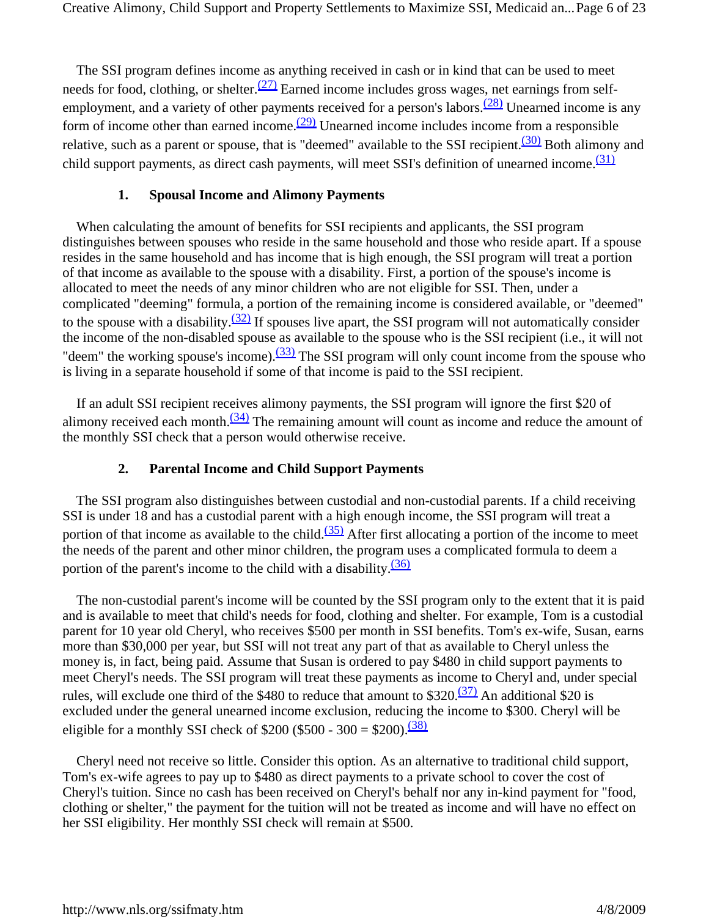The SSI program defines income as anything received in cash or in kind that can be used to meet needs for food, clothing, or shelter.[(27)] Earned income includes gross wages, net earnings from self-employment, and a variety of other payments received for a person's labors.[(28)] Unearned income is any form of income other than earned income.[(29)] Unearned income includes income from a responsible relative, such as a parent or spouse, that is "deemed" available to the SSI recipient.[(30)] Both alimony and child support payments, as direct cash payments, will meet SSI's definition of unearned income.[(31)]

### 1. Spousal Income and Alimony Payments

When calculating the amount of benefits for SSI recipients and applicants, the SSI program distinguishes between spouses who reside in the same household and those who reside apart. If a spouse resides in the same household and has income that is high enough, the SSI program will treat a portion of that income as available to the spouse with a disability. First, a portion of the spouse's income is allocated to meet the needs of any minor children who are not eligible for SSI. Then, under a complicated "deeming" formula, a portion of the remaining income is considered available, or "deemed" to the spouse with a disability.[(32)] If spouses live apart, the SSI program will not automatically consider the income of the non-disabled spouse as available to the spouse who is the SSI recipient (i.e., it will not "deem" the working spouse's income).[(33)] The SSI program will only count income from the spouse who is living in a separate household if some of that income is paid to the SSI recipient.

If an adult SSI recipient receives alimony payments, the SSI program will ignore the first $20 of alimony received each month.[(34)] The remaining amount will count as income and reduce the amount of the monthly SSI check that a person would otherwise receive.

### 2. Parental Income and Child Support Payments

The SSI program also distinguishes between custodial and non-custodial parents. If a child receiving SSI is under 18 and has a custodial parent with a high enough income, the SSI program will treat a portion of that income as available to the child.[(35)] After first allocating a portion of the income to meet the needs of the parent and other minor children, the program uses a complicated formula to deem a portion of the parent's income to the child with a disability.[(36)]

The non-custodial parent's income will be counted by the SSI program only to the extent that it is paid and is available to meet that child's needs for food, clothing and shelter. For example, Tom is a custodial parent for 10 year old Cheryl, who receives $500 per month in SSI benefits. Tom's ex-wife, Susan, earns more than $30,000 per year, but SSI will not treat any part of that as available to Cheryl unless the money is, in fact, being paid. Assume that Susan is ordered to pay $480 in child support payments to meet Cheryl's needs. The SSI program will treat these payments as income to Cheryl and, under special rules, will exclude one third of the $480 to reduce that amount to $320.[(37)] An additional $20 is excluded under the general unearned income exclusion, reducing the income to $300. Cheryl will be eligible for a monthly SSI check of $200 ($500 - 300 = $200).[(38)]

Cheryl need not receive so little. Consider this option. As an alternative to traditional child support, Tom's ex-wife agrees to pay up to $480 as direct payments to a private school to cover the cost of Cheryl's tuition. Since no cash has been received on Cheryl's behalf nor any in-kind payment for "food, clothing or shelter," the payment for the tuition will not be treated as income and will have no effect on her SSI eligibility. Her monthly SSI check will remain at $500.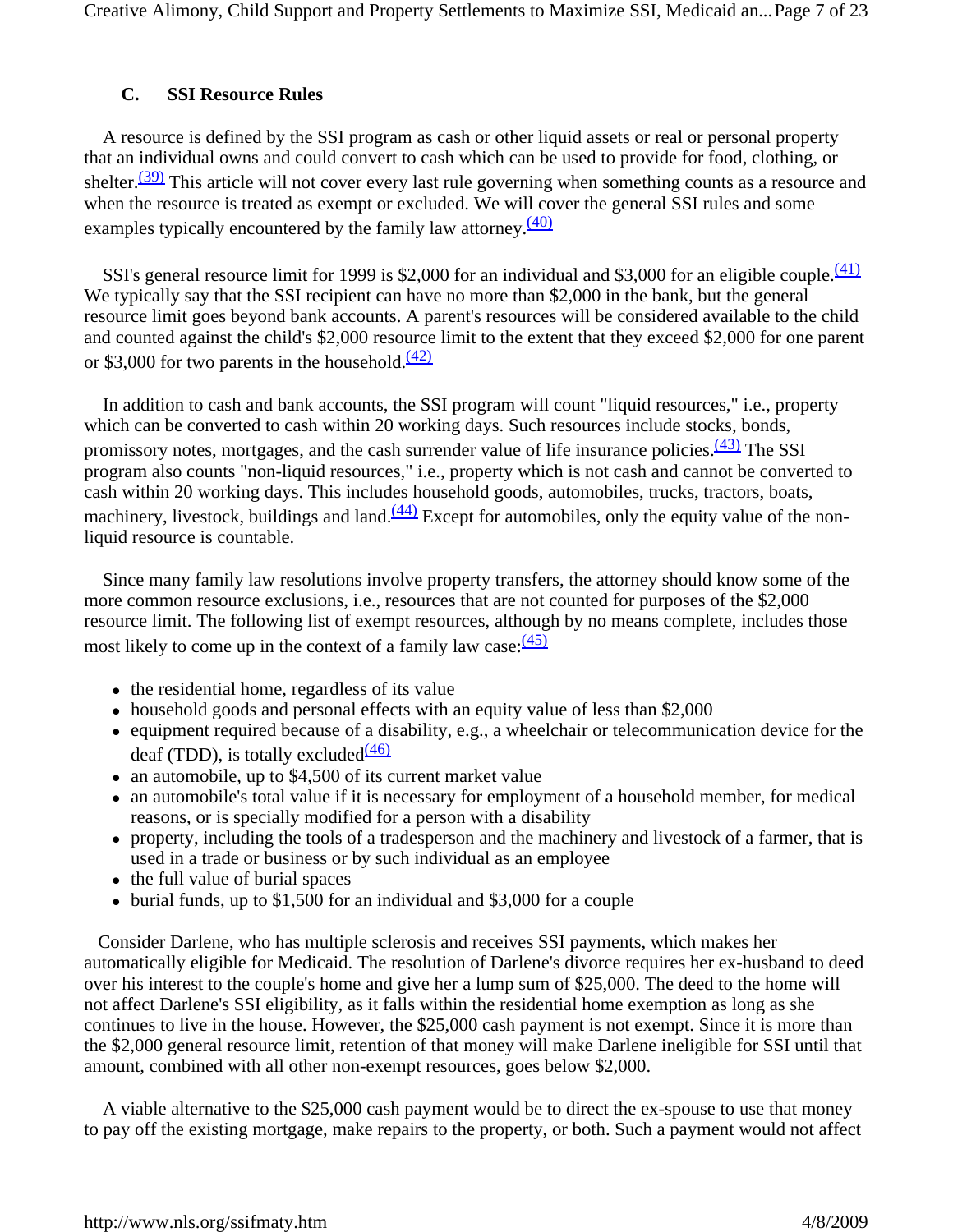### C. SSI Resource Rules

A resource is defined by the SSI program as cash or other liquid assets or real or personal property that an individual owns and could convert to cash which can be used to provide for food, clothing, or shelter.[(39)] This article will not cover every last rule governing when something counts as a resource and when the resource is treated as exempt or excluded. We will cover the general SSI rules and some examples typically encountered by the family law attorney.[(40)]

SSI's general resource limit for 1999 is $2,000 for an individual and $3,000 for an eligible couple.[(41)] We typically say that the SSI recipient can have no more than $2,000 in the bank, but the general resource limit goes beyond bank accounts. A parent's resources will be considered available to the child and counted against the child's $2,000 resource limit to the extent that they exceed $2,000 for one parent or $3,000 for two parents in the household.[(42)]

In addition to cash and bank accounts, the SSI program will count "liquid resources," i.e., property which can be converted to cash within 20 working days. Such resources include stocks, bonds, promissory notes, mortgages, and the cash surrender value of life insurance policies.[(43)] The SSI program also counts "non-liquid resources," i.e., property which is not cash and cannot be converted to cash within 20 working days. This includes household goods, automobiles, trucks, tractors, boats, machinery, livestock, buildings and land.[(44)] Except for automobiles, only the equity value of the non-liquid resource is countable.

Since many family law resolutions involve property transfers, the attorney should know some of the more common resource exclusions, i.e., resources that are not counted for purposes of the $2,000 resource limit. The following list of exempt resources, although by no means complete, includes those most likely to come up in the context of a family law case:[(45)]

- the residential home, regardless of its value
- household goods and personal effects with an equity value of less than $2,000
- equipment required because of a disability, e.g., a wheelchair or telecommunication device for the deaf (TDD), is totally excluded[(46)]
- an automobile, up to $4,500 of its current market value
- an automobile's total value if it is necessary for employment of a household member, for medical reasons, or is specially modified for a person with a disability
- property, including the tools of a tradesperson and the machinery and livestock of a farmer, that is used in a trade or business or by such individual as an employee
- the full value of burial spaces
- burial funds, up to $1,500 for an individual and $3,000 for a couple

Consider Darlene, who has multiple sclerosis and receives SSI payments, which makes her automatically eligible for Medicaid. The resolution of Darlene's divorce requires her ex-husband to deed over his interest to the couple's home and give her a lump sum of $25,000. The deed to the home will not affect Darlene's SSI eligibility, as it falls within the residential home exemption as long as she continues to live in the house. However, the $25,000 cash payment is not exempt. Since it is more than the $2,000 general resource limit, retention of that money will make Darlene ineligible for SSI until that amount, combined with all other non-exempt resources, goes below $2,000.

A viable alternative to the $25,000 cash payment would be to direct the ex-spouse to use that money to pay off the existing mortgage, make repairs to the property, or both. Such a payment would not affect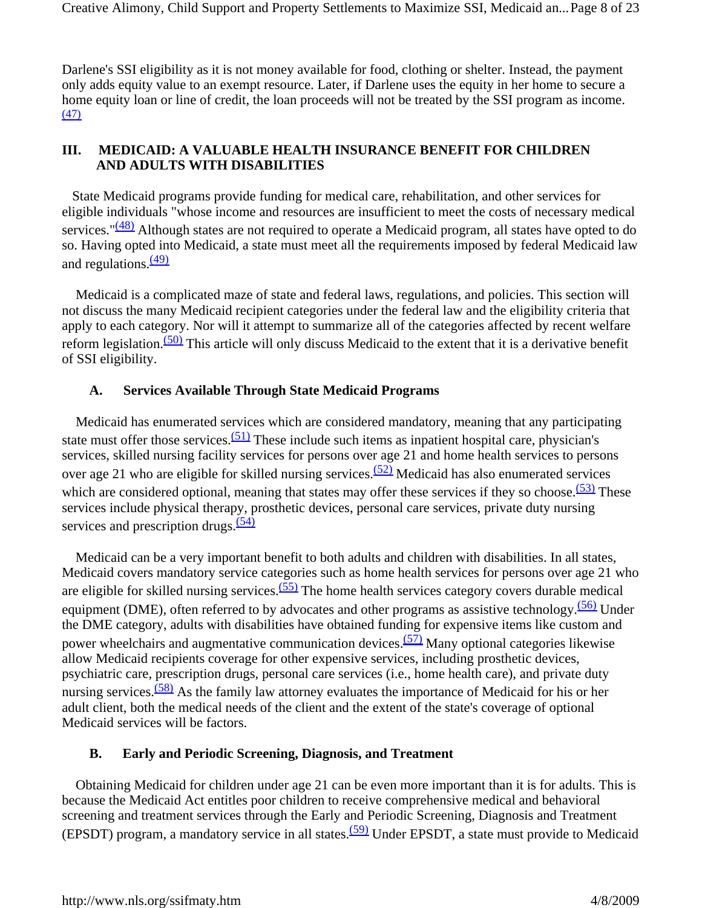Darlene's SSI eligibility as it is not money available for food, clothing or shelter. Instead, the payment only adds equity value to an exempt resource. Later, if Darlene uses the equity in her home to secure a home equity loan or line of credit, the loan proceeds will not be treated by the SSI program as income. [(47)]

## III. MEDICAID: A VALUABLE HEALTH INSURANCE BENEFIT FOR CHILDREN AND ADULTS WITH DISABILITIES

State Medicaid programs provide funding for medical care, rehabilitation, and other services for eligible individuals "whose income and resources are insufficient to meet the costs of necessary medical services."[(48)] Although states are not required to operate a Medicaid program, all states have opted to do so. Having opted into Medicaid, a state must meet all the requirements imposed by federal Medicaid law and regulations.[(49)]

Medicaid is a complicated maze of state and federal laws, regulations, and policies. This section will not discuss the many Medicaid recipient categories under the federal law and the eligibility criteria that apply to each category. Nor will it attempt to summarize all of the categories affected by recent welfare reform legislation.[(50)] This article will only discuss Medicaid to the extent that it is a derivative benefit of SSI eligibility.

### A. Services Available Through State Medicaid Programs

Medicaid has enumerated services which are considered mandatory, meaning that any participating state must offer those services.[(51)] These include such items as inpatient hospital care, physician's services, skilled nursing facility services for persons over age 21 and home health services to persons over age 21 who are eligible for skilled nursing services.[(52)] Medicaid has also enumerated services which are considered optional, meaning that states may offer these services if they so choose.[(53)] These services include physical therapy, prosthetic devices, personal care services, private duty nursing services and prescription drugs.[(54)]

Medicaid can be a very important benefit to both adults and children with disabilities. In all states, Medicaid covers mandatory service categories such as home health services for persons over age 21 who are eligible for skilled nursing services.[(55)] The home health services category covers durable medical equipment (DME), often referred to by advocates and other programs as assistive technology.[(56)] Under the DME category, adults with disabilities have obtained funding for expensive items like custom and power wheelchairs and augmentative communication devices.[(57)] Many optional categories likewise allow Medicaid recipients coverage for other expensive services, including prosthetic devices, psychiatric care, prescription drugs, personal care services (i.e., home health care), and private duty nursing services.[(58)] As the family law attorney evaluates the importance of Medicaid for his or her adult client, both the medical needs of the client and the extent of the state's coverage of optional Medicaid services will be factors.

### B. Early and Periodic Screening, Diagnosis, and Treatment

Obtaining Medicaid for children under age 21 can be even more important than it is for adults. This is because the Medicaid Act entitles poor children to receive comprehensive medical and behavioral screening and treatment services through the Early and Periodic Screening, Diagnosis and Treatment (EPSDT) program, a mandatory service in all states.[(59)] Under EPSDT, a state must provide to Medicaid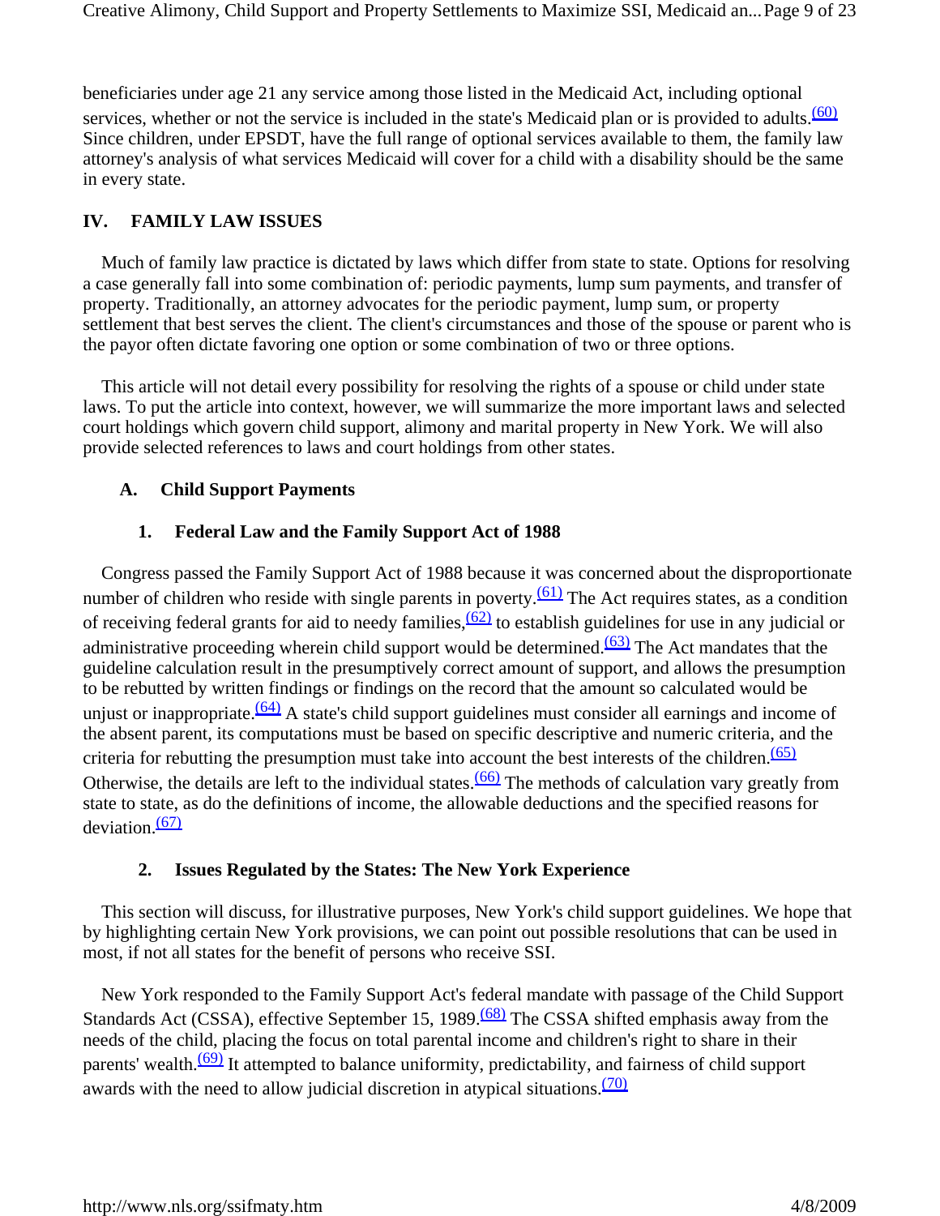beneficiaries under age 21 any service among those listed in the Medicaid Act, including optional services, whether or not the service is included in the state's Medicaid plan or is provided to adults.[(60)] Since children, under EPSDT, have the full range of optional services available to them, the family law attorney's analysis of what services Medicaid will cover for a child with a disability should be the same in every state.

## IV. FAMILY LAW ISSUES

Much of family law practice is dictated by laws which differ from state to state. Options for resolving a case generally fall into some combination of: periodic payments, lump sum payments, and transfer of property. Traditionally, an attorney advocates for the periodic payment, lump sum, or property settlement that best serves the client. The client's circumstances and those of the spouse or parent who is the payor often dictate favoring one option or some combination of two or three options.

This article will not detail every possibility for resolving the rights of a spouse or child under state laws. To put the article into context, however, we will summarize the more important laws and selected court holdings which govern child support, alimony and marital property in New York. We will also provide selected references to laws and court holdings from other states.

### A. Child Support Payments

#### 1. Federal Law and the Family Support Act of 1988

Congress passed the Family Support Act of 1988 because it was concerned about the disproportionate number of children who reside with single parents in poverty.[(61)] The Act requires states, as a condition of receiving federal grants for aid to needy families,[(62)] to establish guidelines for use in any judicial or administrative proceeding wherein child support would be determined.[(63)] The Act mandates that the guideline calculation result in the presumptively correct amount of support, and allows the presumption to be rebutted by written findings or findings on the record that the amount so calculated would be unjust or inappropriate.[(64)] A state's child support guidelines must consider all earnings and income of the absent parent, its computations must be based on specific descriptive and numeric criteria, and the criteria for rebutting the presumption must take into account the best interests of the children.[(65)] Otherwise, the details are left to the individual states.[(66)] The methods of calculation vary greatly from state to state, as do the definitions of income, the allowable deductions and the specified reasons for deviation.[(67)]

#### 2. Issues Regulated by the States: The New York Experience

This section will discuss, for illustrative purposes, New York's child support guidelines. We hope that by highlighting certain New York provisions, we can point out possible resolutions that can be used in most, if not all states for the benefit of persons who receive SSI.

New York responded to the Family Support Act's federal mandate with passage of the Child Support Standards Act (CSSA), effective September 15, 1989.[(68)] The CSSA shifted emphasis away from the needs of the child, placing the focus on total parental income and children's right to share in their parents' wealth.[(69)] It attempted to balance uniformity, predictability, and fairness of child support awards with the need to allow judicial discretion in atypical situations.[(70)]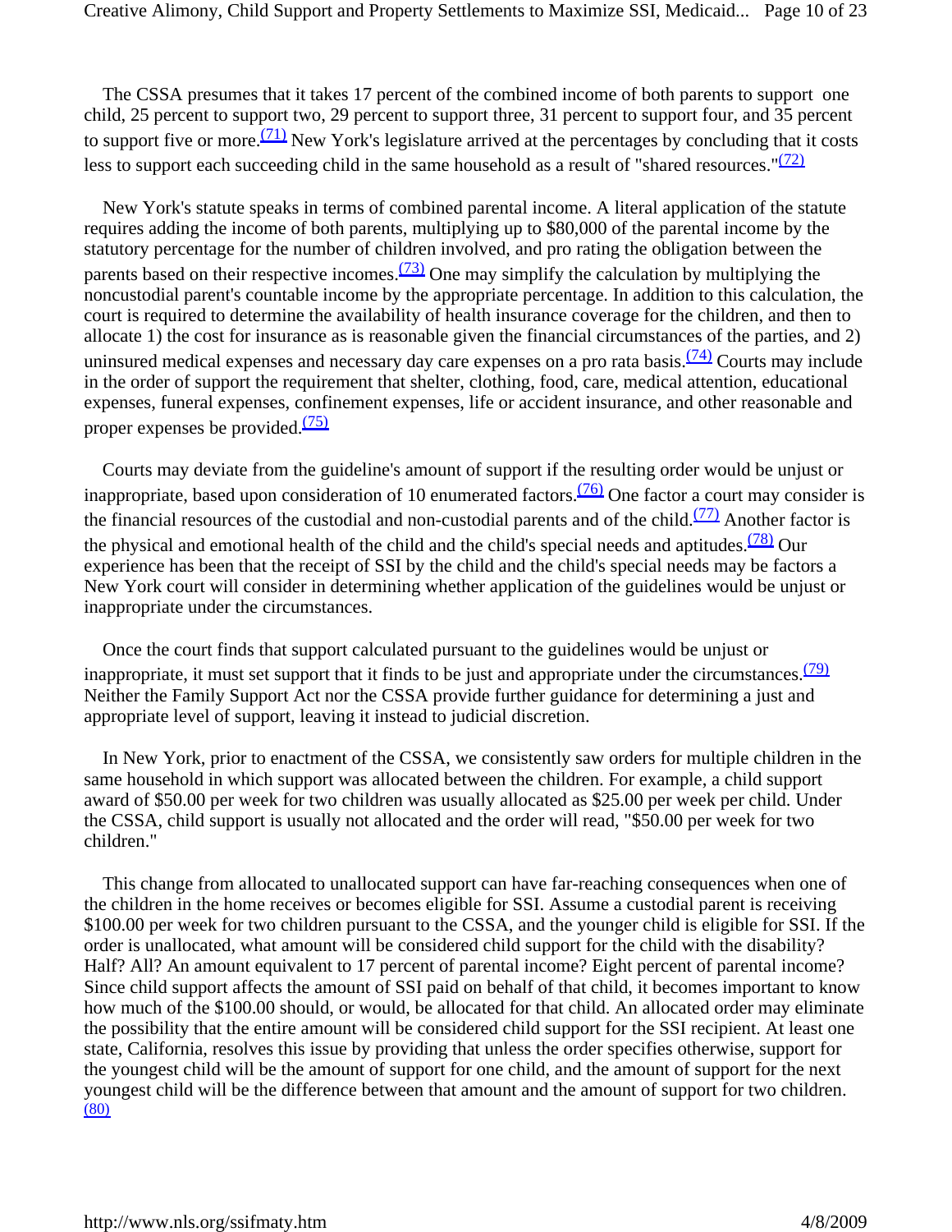The CSSA presumes that it takes 17 percent of the combined income of both parents to support one child, 25 percent to support two, 29 percent to support three, 31 percent to support four, and 35 percent to support five or more.[(71)] New York's legislature arrived at the percentages by concluding that it costs less to support each succeeding child in the same household as a result of "shared resources."[(72)]

New York's statute speaks in terms of combined parental income. A literal application of the statute requires adding the income of both parents, multiplying up to $80,000 of the parental income by the statutory percentage for the number of children involved, and pro rating the obligation between the parents based on their respective incomes.[(73)] One may simplify the calculation by multiplying the noncustodial parent's countable income by the appropriate percentage. In addition to this calculation, the court is required to determine the availability of health insurance coverage for the children, and then to allocate 1) the cost for insurance as is reasonable given the financial circumstances of the parties, and 2) uninsured medical expenses and necessary day care expenses on a pro rata basis.[(74)] Courts may include in the order of support the requirement that shelter, clothing, food, care, medical attention, educational expenses, funeral expenses, confinement expenses, life or accident insurance, and other reasonable and proper expenses be provided.[(75)]

Courts may deviate from the guideline's amount of support if the resulting order would be unjust or inappropriate, based upon consideration of 10 enumerated factors.[(76)] One factor a court may consider is the financial resources of the custodial and non-custodial parents and of the child.[(77)] Another factor is the physical and emotional health of the child and the child's special needs and aptitudes.[(78)] Our experience has been that the receipt of SSI by the child and the child's special needs may be factors a New York court will consider in determining whether application of the guidelines would be unjust or inappropriate under the circumstances.

Once the court finds that support calculated pursuant to the guidelines would be unjust or inappropriate, it must set support that it finds to be just and appropriate under the circumstances.[(79)] Neither the Family Support Act nor the CSSA provide further guidance for determining a just and appropriate level of support, leaving it instead to judicial discretion.

In New York, prior to enactment of the CSSA, we consistently saw orders for multiple children in the same household in which support was allocated between the children. For example, a child support award of $50.00 per week for two children was usually allocated as $25.00 per week per child. Under the CSSA, child support is usually not allocated and the order will read, "$50.00 per week for two children."

This change from allocated to unallocated support can have far-reaching consequences when one of the children in the home receives or becomes eligible for SSI. Assume a custodial parent is receiving $100.00 per week for two children pursuant to the CSSA, and the younger child is eligible for SSI. If the order is unallocated, what amount will be considered child support for the child with the disability? Half? All? An amount equivalent to 17 percent of parental income? Eight percent of parental income? Since child support affects the amount of SSI paid on behalf of that child, it becomes important to know how much of the $100.00 should, or would, be allocated for that child. An allocated order may eliminate the possibility that the entire amount will be considered child support for the SSI recipient. At least one state, California, resolves this issue by providing that unless the order specifies otherwise, support for the youngest child will be the amount of support for one child, and the amount of support for the next youngest child will be the difference between that amount and the amount of support for two children.[(80)]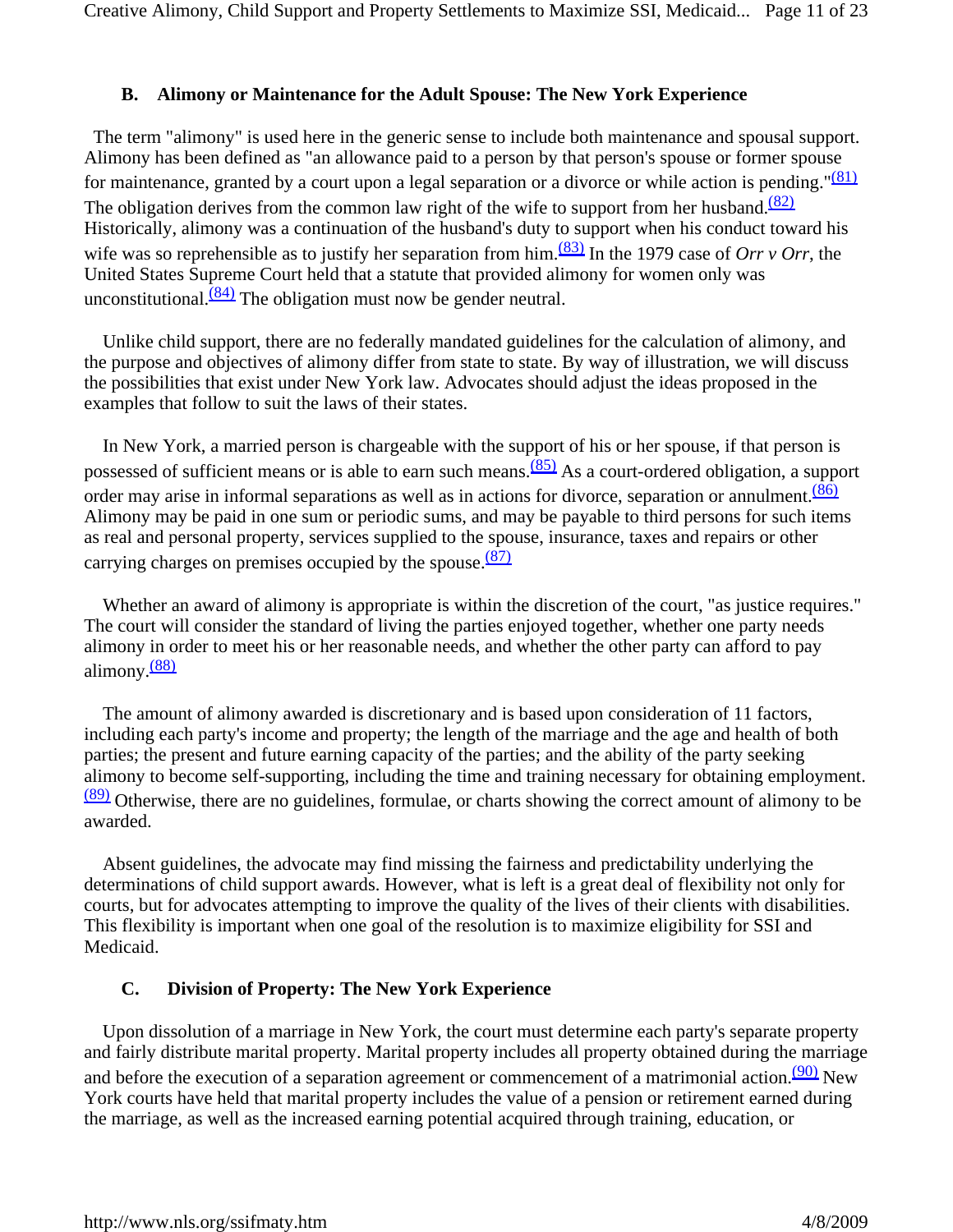### B. Alimony or Maintenance for the Adult Spouse: The New York Experience

The term "alimony" is used here in the generic sense to include both maintenance and spousal support. Alimony has been defined as "an allowance paid to a person by that person's spouse or former spouse for maintenance, granted by a court upon a legal separation or a divorce or while action is pending."[(81)] The obligation derives from the common law right of the wife to support from her husband.[(82)] Historically, alimony was a continuation of the husband's duty to support when his conduct toward his wife was so reprehensible as to justify her separation from him.[(83)] In the 1979 case of *Orr v Orr*, the United States Supreme Court held that a statute that provided alimony for women only was unconstitutional.[(84)] The obligation must now be gender neutral.

Unlike child support, there are no federally mandated guidelines for the calculation of alimony, and the purpose and objectives of alimony differ from state to state. By way of illustration, we will discuss the possibilities that exist under New York law. Advocates should adjust the ideas proposed in the examples that follow to suit the laws of their states.

In New York, a married person is chargeable with the support of his or her spouse, if that person is possessed of sufficient means or is able to earn such means.[(85)] As a court-ordered obligation, a support order may arise in informal separations as well as in actions for divorce, separation or annulment.[(86)] Alimony may be paid in one sum or periodic sums, and may be payable to third persons for such items as real and personal property, services supplied to the spouse, insurance, taxes and repairs or other carrying charges on premises occupied by the spouse.[(87)]

Whether an award of alimony is appropriate is within the discretion of the court, "as justice requires." The court will consider the standard of living the parties enjoyed together, whether one party needs alimony in order to meet his or her reasonable needs, and whether the other party can afford to pay alimony.[(88)]

The amount of alimony awarded is discretionary and is based upon consideration of 11 factors, including each party's income and property; the length of the marriage and the age and health of both parties; the present and future earning capacity of the parties; and the ability of the party seeking alimony to become self-supporting, including the time and training necessary for obtaining employment.[(89)] Otherwise, there are no guidelines, formulae, or charts showing the correct amount of alimony to be awarded.

Absent guidelines, the advocate may find missing the fairness and predictability underlying the determinations of child support awards. However, what is left is a great deal of flexibility not only for courts, but for advocates attempting to improve the quality of the lives of their clients with disabilities. This flexibility is important when one goal of the resolution is to maximize eligibility for SSI and Medicaid.

### C. Division of Property: The New York Experience

Upon dissolution of a marriage in New York, the court must determine each party's separate property and fairly distribute marital property. Marital property includes all property obtained during the marriage and before the execution of a separation agreement or commencement of a matrimonial action.[(90)] New York courts have held that marital property includes the value of a pension or retirement earned during the marriage, as well as the increased earning potential acquired through training, education, or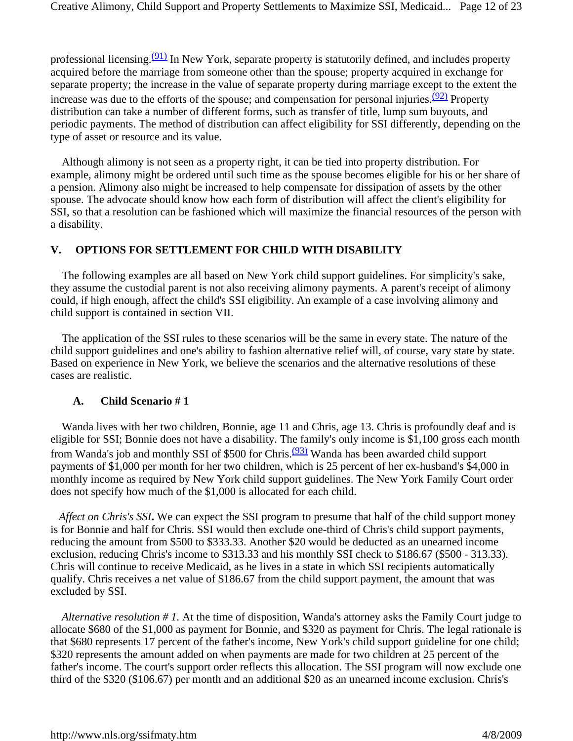professional licensing.[91] In New York, separate property is statutorily defined, and includes property acquired before the marriage from someone other than the spouse; property acquired in exchange for separate property; the increase in the value of separate property during marriage except to the extent the increase was due to the efforts of the spouse; and compensation for personal injuries.[92] Property distribution can take a number of different forms, such as transfer of title, lump sum buyouts, and periodic payments. The method of distribution can affect eligibility for SSI differently, depending on the type of asset or resource and its value.

Although alimony is not seen as a property right, it can be tied into property distribution. For example, alimony might be ordered until such time as the spouse becomes eligible for his or her share of a pension. Alimony also might be increased to help compensate for dissipation of assets by the other spouse. The advocate should know how each form of distribution will affect the client's eligibility for SSI, so that a resolution can be fashioned which will maximize the financial resources of the person with a disability.

## V. OPTIONS FOR SETTLEMENT FOR CHILD WITH DISABILITY

The following examples are all based on New York child support guidelines. For simplicity's sake, they assume the custodial parent is not also receiving alimony payments. A parent's receipt of alimony could, if high enough, affect the child's SSI eligibility. An example of a case involving alimony and child support is contained in section VII.

The application of the SSI rules to these scenarios will be the same in every state. The nature of the child support guidelines and one's ability to fashion alternative relief will, of course, vary state by state. Based on experience in New York, we believe the scenarios and the alternative resolutions of these cases are realistic.

### A. Child Scenario # 1

Wanda lives with her two children, Bonnie, age 11 and Chris, age 13. Chris is profoundly deaf and is eligible for SSI; Bonnie does not have a disability. The family's only income is $1,100 gross each month from Wanda's job and monthly SSI of $500 for Chris.[93] Wanda has been awarded child support payments of $1,000 per month for her two children, which is 25 percent of her ex-husband's $4,000 in monthly income as required by New York child support guidelines. The New York Family Court order does not specify how much of the $1,000 is allocated for each child.

***Affect on Chris's SSI.*** We can expect the SSI program to presume that half of the child support money is for Bonnie and half for Chris. SSI would then exclude one-third of Chris's child support payments, reducing the amount from $500 to $333.33. Another $20 would be deducted as an unearned income exclusion, reducing Chris's income to $313.33 and his monthly SSI check to $186.67 ($500 - 313.33). Chris will continue to receive Medicaid, as he lives in a state in which SSI recipients automatically qualify. Chris receives a net value of $186.67 from the child support payment, the amount that was excluded by SSI.

*Alternative resolution # 1.* At the time of disposition, Wanda's attorney asks the Family Court judge to allocate $680 of the $1,000 as payment for Bonnie, and $320 as payment for Chris. The legal rationale is that $680 represents 17 percent of the father's income, New York's child support guideline for one child; $320 represents the amount added on when payments are made for two children at 25 percent of the father's income. The court's support order reflects this allocation. The SSI program will now exclude one third of the $320 ($106.67) per month and an additional $20 as an unearned income exclusion. Chris's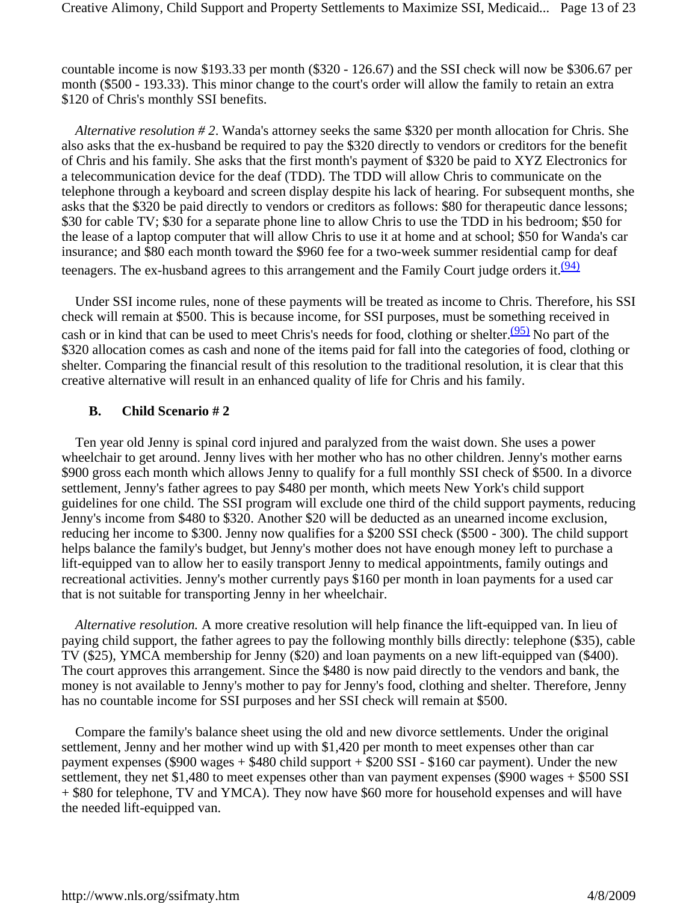countable income is now $193.33 per month ($320 - 126.67) and the SSI check will now be $306.67 per month ($500 - 193.33). This minor change to the court's order will allow the family to retain an extra $120 of Chris's monthly SSI benefits.

*Alternative resolution # 2*. Wanda's attorney seeks the same $320 per month allocation for Chris. She also asks that the ex-husband be required to pay the $320 directly to vendors or creditors for the benefit of Chris and his family. She asks that the first month's payment of $320 be paid to XYZ Electronics for a telecommunication device for the deaf (TDD). The TDD will allow Chris to communicate on the telephone through a keyboard and screen display despite his lack of hearing. For subsequent months, she asks that the $320 be paid directly to vendors or creditors as follows: $80 for therapeutic dance lessons; $30 for cable TV; $30 for a separate phone line to allow Chris to use the TDD in his bedroom; $50 for the lease of a laptop computer that will allow Chris to use it at home and at school; $50 for Wanda's car insurance; and $80 each month toward the $960 fee for a two-week summer residential camp for deaf teenagers. The ex-husband agrees to this arrangement and the Family Court judge orders it.[(94)]

Under SSI income rules, none of these payments will be treated as income to Chris. Therefore, his SSI check will remain at $500. This is because income, for SSI purposes, must be something received in cash or in kind that can be used to meet Chris's needs for food, clothing or shelter.[(95)] No part of the $320 allocation comes as cash and none of the items paid for fall into the categories of food, clothing or shelter. Comparing the financial result of this resolution to the traditional resolution, it is clear that this creative alternative will result in an enhanced quality of life for Chris and his family.

### B. Child Scenario # 2

Ten year old Jenny is spinal cord injured and paralyzed from the waist down. She uses a power wheelchair to get around. Jenny lives with her mother who has no other children. Jenny's mother earns $900 gross each month which allows Jenny to qualify for a full monthly SSI check of $500. In a divorce settlement, Jenny's father agrees to pay $480 per month, which meets New York's child support guidelines for one child. The SSI program will exclude one third of the child support payments, reducing Jenny's income from $480 to $320. Another $20 will be deducted as an unearned income exclusion, reducing her income to $300. Jenny now qualifies for a $200 SSI check ($500 - 300). The child support helps balance the family's budget, but Jenny's mother does not have enough money left to purchase a lift-equipped van to allow her to easily transport Jenny to medical appointments, family outings and recreational activities. Jenny's mother currently pays $160 per month in loan payments for a used car that is not suitable for transporting Jenny in her wheelchair.

*Alternative resolution.* A more creative resolution will help finance the lift-equipped van. In lieu of paying child support, the father agrees to pay the following monthly bills directly: telephone ($35), cable TV ($25), YMCA membership for Jenny ($20) and loan payments on a new lift-equipped van ($400). The court approves this arrangement. Since the $480 is now paid directly to the vendors and bank, the money is not available to Jenny's mother to pay for Jenny's food, clothing and shelter. Therefore, Jenny has no countable income for SSI purposes and her SSI check will remain at $500.

Compare the family's balance sheet using the old and new divorce settlements. Under the original settlement, Jenny and her mother wind up with $1,420 per month to meet expenses other than car payment expenses ($900 wages + $480 child support + $200 SSI - $160 car payment). Under the new settlement, they net $1,480 to meet expenses other than van payment expenses ($900 wages + $500 SSI + $80 for telephone, TV and YMCA). They now have $60 more for household expenses and will have the needed lift-equipped van.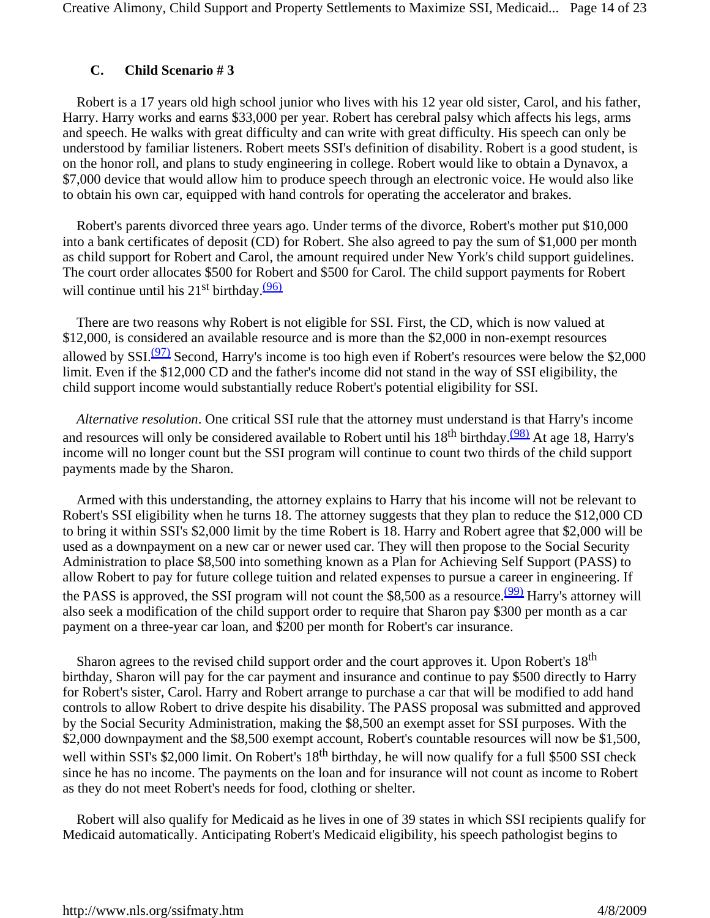### C. Child Scenario # 3

Robert is a 17 years old high school junior who lives with his 12 year old sister, Carol, and his father, Harry. Harry works and earns $33,000 per year. Robert has cerebral palsy which affects his legs, arms and speech. He walks with great difficulty and can write with great difficulty. His speech can only be understood by familiar listeners. Robert meets SSI's definition of disability. Robert is a good student, is on the honor roll, and plans to study engineering in college. Robert would like to obtain a Dynavox, a $7,000 device that would allow him to produce speech through an electronic voice. He would also like to obtain his own car, equipped with hand controls for operating the accelerator and brakes.

Robert's parents divorced three years ago. Under terms of the divorce, Robert's mother put $10,000 into a bank certificates of deposit (CD) for Robert. She also agreed to pay the sum of $1,000 per month as child support for Robert and Carol, the amount required under New York's child support guidelines. The court order allocates $500 for Robert and $500 for Carol. The child support payments for Robert will continue until his 21st birthday.[96]

There are two reasons why Robert is not eligible for SSI. First, the CD, which is now valued at $12,000, is considered an available resource and is more than the $2,000 in non-exempt resources allowed by SSI.[97] Second, Harry's income is too high even if Robert's resources were below the $2,000 limit. Even if the $12,000 CD and the father's income did not stand in the way of SSI eligibility, the child support income would substantially reduce Robert's potential eligibility for SSI.

*Alternative resolution*. One critical SSI rule that the attorney must understand is that Harry's income and resources will only be considered available to Robert until his 18th birthday.[98] At age 18, Harry's income will no longer count but the SSI program will continue to count two thirds of the child support payments made by the Sharon.

Armed with this understanding, the attorney explains to Harry that his income will not be relevant to Robert's SSI eligibility when he turns 18. The attorney suggests that they plan to reduce the $12,000 CD to bring it within SSI's $2,000 limit by the time Robert is 18. Harry and Robert agree that $2,000 will be used as a downpayment on a new car or newer used car. They will then propose to the Social Security Administration to place $8,500 into something known as a Plan for Achieving Self Support (PASS) to allow Robert to pay for future college tuition and related expenses to pursue a career in engineering. If the PASS is approved, the SSI program will not count the $8,500 as a resource.[99] Harry's attorney will also seek a modification of the child support order to require that Sharon pay $300 per month as a car payment on a three-year car loan, and $200 per month for Robert's car insurance.

Sharon agrees to the revised child support order and the court approves it. Upon Robert's 18th birthday, Sharon will pay for the car payment and insurance and continue to pay $500 directly to Harry for Robert's sister, Carol. Harry and Robert arrange to purchase a car that will be modified to add hand controls to allow Robert to drive despite his disability. The PASS proposal was submitted and approved by the Social Security Administration, making the $8,500 an exempt asset for SSI purposes. With the $2,000 downpayment and the $8,500 exempt account, Robert's countable resources will now be $1,500, well within SSI's $2,000 limit. On Robert's 18th birthday, he will now qualify for a full $500 SSI check since he has no income. The payments on the loan and for insurance will not count as income to Robert as they do not meet Robert's needs for food, clothing or shelter.

Robert will also qualify for Medicaid as he lives in one of 39 states in which SSI recipients qualify for Medicaid automatically. Anticipating Robert's Medicaid eligibility, his speech pathologist begins to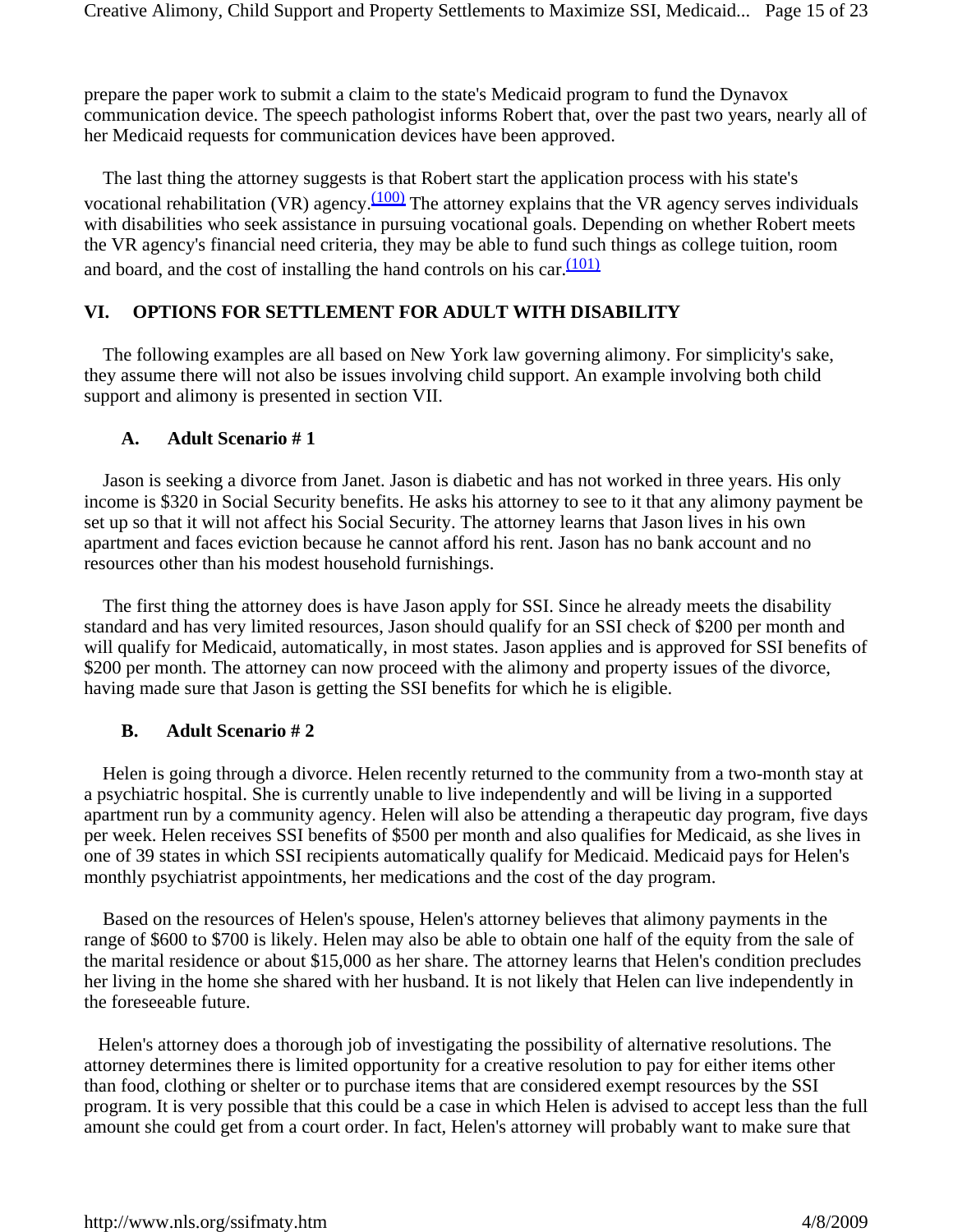prepare the paper work to submit a claim to the state's Medicaid program to fund the Dynavox communication device. The speech pathologist informs Robert that, over the past two years, nearly all of her Medicaid requests for communication devices have been approved.

The last thing the attorney suggests is that Robert start the application process with his state's vocational rehabilitation (VR) agency.[(100)] The attorney explains that the VR agency serves individuals with disabilities who seek assistance in pursuing vocational goals. Depending on whether Robert meets the VR agency's financial need criteria, they may be able to fund such things as college tuition, room and board, and the cost of installing the hand controls on his car.[(101)]

## VI. OPTIONS FOR SETTLEMENT FOR ADULT WITH DISABILITY

The following examples are all based on New York law governing alimony. For simplicity's sake, they assume there will not also be issues involving child support. An example involving both child support and alimony is presented in section VII.

### A. Adult Scenario # 1

Jason is seeking a divorce from Janet. Jason is diabetic and has not worked in three years. His only income is $320 in Social Security benefits. He asks his attorney to see to it that any alimony payment be set up so that it will not affect his Social Security. The attorney learns that Jason lives in his own apartment and faces eviction because he cannot afford his rent. Jason has no bank account and no resources other than his modest household furnishings.

The first thing the attorney does is have Jason apply for SSI. Since he already meets the disability standard and has very limited resources, Jason should qualify for an SSI check of $200 per month and will qualify for Medicaid, automatically, in most states. Jason applies and is approved for SSI benefits of $200 per month. The attorney can now proceed with the alimony and property issues of the divorce, having made sure that Jason is getting the SSI benefits for which he is eligible.

### B. Adult Scenario # 2

Helen is going through a divorce. Helen recently returned to the community from a two-month stay at a psychiatric hospital. She is currently unable to live independently and will be living in a supported apartment run by a community agency. Helen will also be attending a therapeutic day program, five days per week. Helen receives SSI benefits of $500 per month and also qualifies for Medicaid, as she lives in one of 39 states in which SSI recipients automatically qualify for Medicaid. Medicaid pays for Helen's monthly psychiatrist appointments, her medications and the cost of the day program.

Based on the resources of Helen's spouse, Helen's attorney believes that alimony payments in the range of $600 to $700 is likely. Helen may also be able to obtain one half of the equity from the sale of the marital residence or about $15,000 as her share. The attorney learns that Helen's condition precludes her living in the home she shared with her husband. It is not likely that Helen can live independently in the foreseeable future.

Helen's attorney does a thorough job of investigating the possibility of alternative resolutions. The attorney determines there is limited opportunity for a creative resolution to pay for either items other than food, clothing or shelter or to purchase items that are considered exempt resources by the SSI program. It is very possible that this could be a case in which Helen is advised to accept less than the full amount she could get from a court order. In fact, Helen's attorney will probably want to make sure that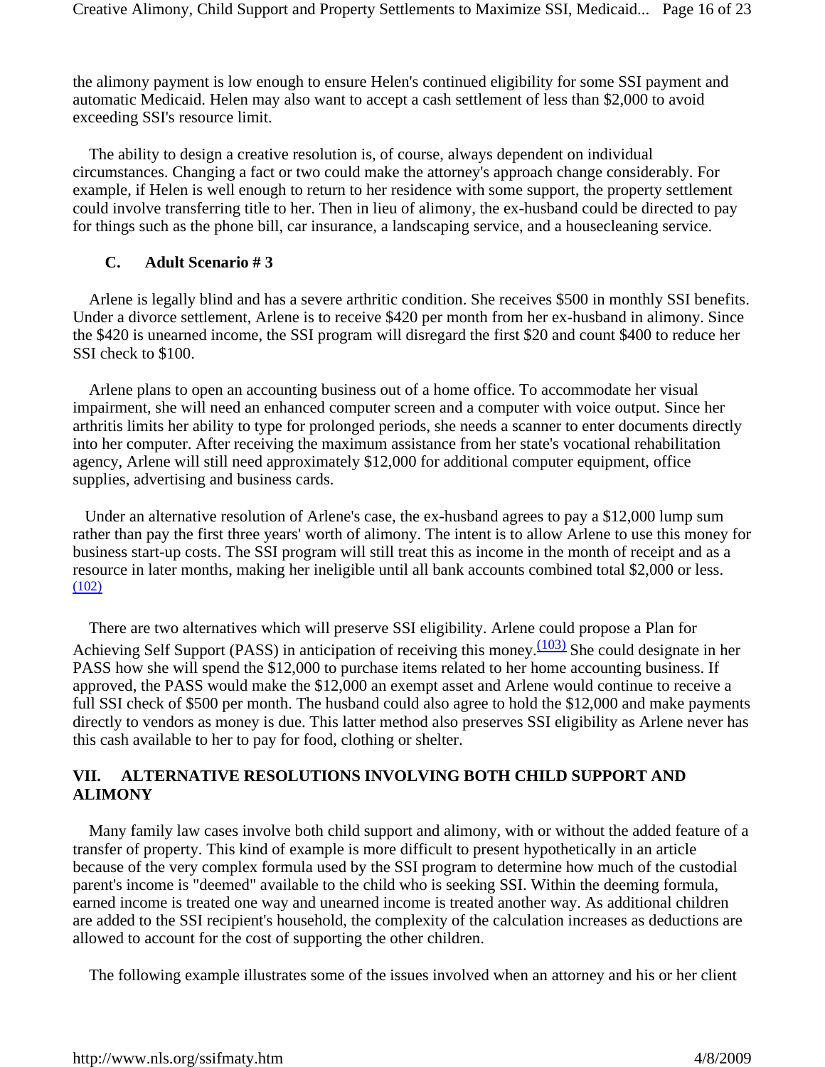the alimony payment is low enough to ensure Helen's continued eligibility for some SSI payment and automatic Medicaid. Helen may also want to accept a cash settlement of less than $2,000 to avoid exceeding SSI's resource limit.

The ability to design a creative resolution is, of course, always dependent on individual circumstances. Changing a fact or two could make the attorney's approach change considerably. For example, if Helen is well enough to return to her residence with some support, the property settlement could involve transferring title to her. Then in lieu of alimony, the ex-husband could be directed to pay for things such as the phone bill, car insurance, a landscaping service, and a housecleaning service.

### C. Adult Scenario # 3

Arlene is legally blind and has a severe arthritic condition. She receives $500 in monthly SSI benefits. Under a divorce settlement, Arlene is to receive $420 per month from her ex-husband in alimony. Since the $420 is unearned income, the SSI program will disregard the first $20 and count $400 to reduce her SSI check to $100.

Arlene plans to open an accounting business out of a home office. To accommodate her visual impairment, she will need an enhanced computer screen and a computer with voice output. Since her arthritis limits her ability to type for prolonged periods, she needs a scanner to enter documents directly into her computer. After receiving the maximum assistance from her state's vocational rehabilitation agency, Arlene will still need approximately $12,000 for additional computer equipment, office supplies, advertising and business cards.

Under an alternative resolution of Arlene's case, the ex-husband agrees to pay a $12,000 lump sum rather than pay the first three years' worth of alimony. The intent is to allow Arlene to use this money for business start-up costs. The SSI program will still treat this as income in the month of receipt and as a resource in later months, making her ineligible until all bank accounts combined total $2,000 or less. (102)

There are two alternatives which will preserve SSI eligibility. Arlene could propose a Plan for Achieving Self Support (PASS) in anticipation of receiving this money.(103) She could designate in her PASS how she will spend the $12,000 to purchase items related to her home accounting business. If approved, the PASS would make the $12,000 an exempt asset and Arlene would continue to receive a full SSI check of $500 per month. The husband could also agree to hold the $12,000 and make payments directly to vendors as money is due. This latter method also preserves SSI eligibility as Arlene never has this cash available to her to pay for food, clothing or shelter.

## VII. ALTERNATIVE RESOLUTIONS INVOLVING BOTH CHILD SUPPORT AND ALIMONY

Many family law cases involve both child support and alimony, with or without the added feature of a transfer of property. This kind of example is more difficult to present hypothetically in an article because of the very complex formula used by the SSI program to determine how much of the custodial parent's income is "deemed" available to the child who is seeking SSI. Within the deeming formula, earned income is treated one way and unearned income is treated another way. As additional children are added to the SSI recipient's household, the complexity of the calculation increases as deductions are allowed to account for the cost of supporting the other children.

The following example illustrates some of the issues involved when an attorney and his or her client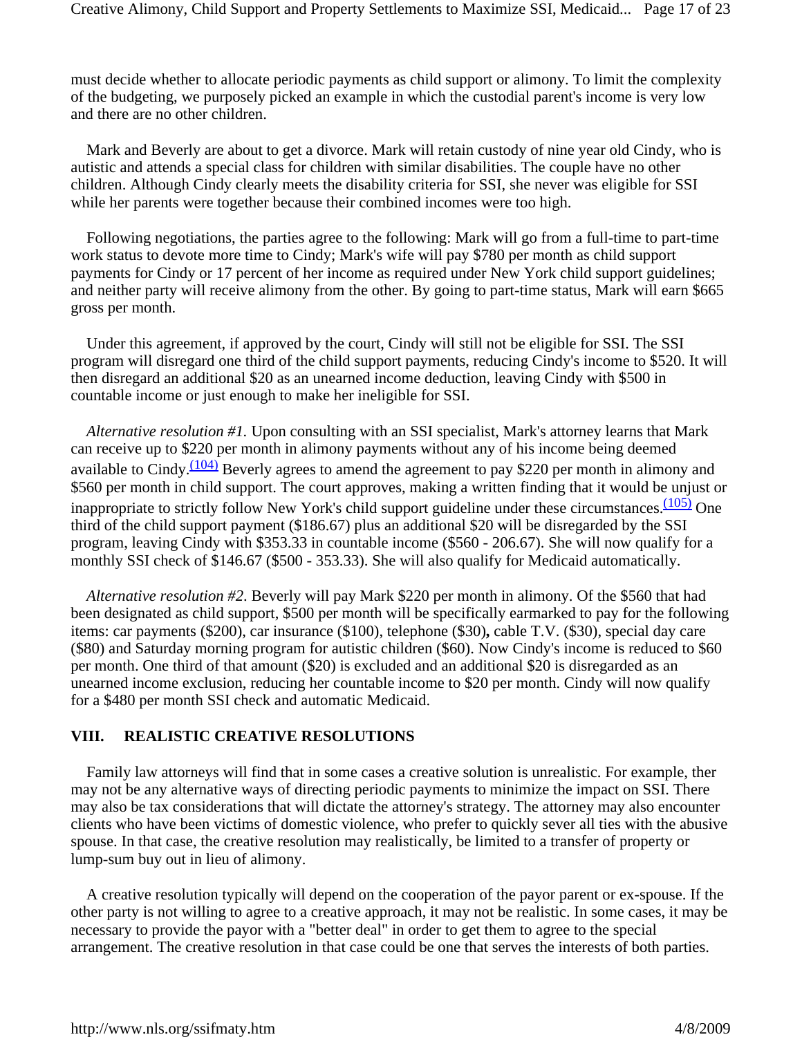must decide whether to allocate periodic payments as child support or alimony. To limit the complexity of the budgeting, we purposely picked an example in which the custodial parent's income is very low and there are no other children.

Mark and Beverly are about to get a divorce. Mark will retain custody of nine year old Cindy, who is autistic and attends a special class for children with similar disabilities. The couple have no other children. Although Cindy clearly meets the disability criteria for SSI, she never was eligible for SSI while her parents were together because their combined incomes were too high.

Following negotiations, the parties agree to the following: Mark will go from a full-time to part-time work status to devote more time to Cindy; Mark's wife will pay $780 per month as child support payments for Cindy or 17 percent of her income as required under New York child support guidelines; and neither party will receive alimony from the other. By going to part-time status, Mark will earn $665 gross per month.

Under this agreement, if approved by the court, Cindy will still not be eligible for SSI. The SSI program will disregard one third of the child support payments, reducing Cindy's income to $520. It will then disregard an additional $20 as an unearned income deduction, leaving Cindy with $500 in countable income or just enough to make her ineligible for SSI.

*Alternative resolution #1.* Upon consulting with an SSI specialist, Mark's attorney learns that Mark can receive up to $220 per month in alimony payments without any of his income being deemed available to Cindy.[(104)] Beverly agrees to amend the agreement to pay $220 per month in alimony and $560 per month in child support. The court approves, making a written finding that it would be unjust or inappropriate to strictly follow New York's child support guideline under these circumstances.[(105)] One third of the child support payment ($186.67) plus an additional $20 will be disregarded by the SSI program, leaving Cindy with $353.33 in countable income ($560 - 206.67). She will now qualify for a monthly SSI check of $146.67 ($500 - 353.33). She will also qualify for Medicaid automatically.

*Alternative resolution #2*. Beverly will pay Mark $220 per month in alimony. Of the $560 that had been designated as child support, $500 per month will be specifically earmarked to pay for the following items: car payments ($200), car insurance ($100), telephone ($30)**,** cable T.V. ($30), special day care ($80) and Saturday morning program for autistic children ($60). Now Cindy's income is reduced to $60 per month. One third of that amount ($20) is excluded and an additional $20 is disregarded as an unearned income exclusion, reducing her countable income to $20 per month. Cindy will now qualify for a $480 per month SSI check and automatic Medicaid.

## VIII. REALISTIC CREATIVE RESOLUTIONS

Family law attorneys will find that in some cases a creative solution is unrealistic. For example, ther may not be any alternative ways of directing periodic payments to minimize the impact on SSI. There may also be tax considerations that will dictate the attorney's strategy. The attorney may also encounter clients who have been victims of domestic violence, who prefer to quickly sever all ties with the abusive spouse. In that case, the creative resolution may realistically, be limited to a transfer of property or lump-sum buy out in lieu of alimony.

A creative resolution typically will depend on the cooperation of the payor parent or ex-spouse. If the other party is not willing to agree to a creative approach, it may not be realistic. In some cases, it may be necessary to provide the payor with a "better deal" in order to get them to agree to the special arrangement. The creative resolution in that case could be one that serves the interests of both parties.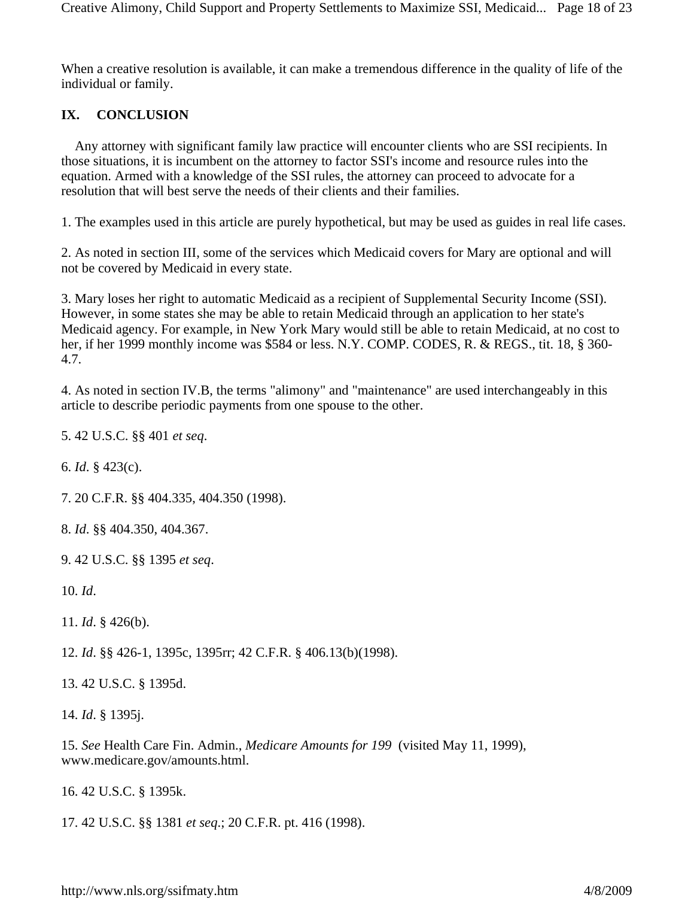When a creative resolution is available, it can make a tremendous difference in the quality of life of the individual or family.

## IX. CONCLUSION

Any attorney with significant family law practice will encounter clients who are SSI recipients. In those situations, it is incumbent on the attorney to factor SSI's income and resource rules into the equation. Armed with a knowledge of the SSI rules, the attorney can proceed to advocate for a resolution that will best serve the needs of their clients and their families.

1. The examples used in this article are purely hypothetical, but may be used as guides in real life cases.

2. As noted in section III, some of the services which Medicaid covers for Mary are optional and will not be covered by Medicaid in every state.

3. Mary loses her right to automatic Medicaid as a recipient of Supplemental Security Income (SSI). However, in some states she may be able to retain Medicaid through an application to her state's Medicaid agency. For example, in New York Mary would still be able to retain Medicaid, at no cost to her, if her 1999 monthly income was $584 or less. N.Y. COMP. CODES, R. & REGS., tit. 18, § 360-4.7.

4. As noted in section IV.B, the terms "alimony" and "maintenance" are used interchangeably in this article to describe periodic payments from one spouse to the other.

5. 42 U.S.C. §§ 401 *et seq*.

6. *Id*. § 423(c).

7. 20 C.F.R. §§ 404.335, 404.350 (1998).

8. *Id*. §§ 404.350, 404.367.

9. 42 U.S.C. §§ 1395 *et seq*.

10. *Id*.

11. *Id*. § 426(b).

12. *Id*. §§ 426-1, 1395c, 1395rr; 42 C.F.R. § 406.13(b)(1998).

13. 42 U.S.C. § 1395d.

14. *Id*. § 1395j.

15. *See* Health Care Fin. Admin., *Medicare Amounts for 199* (visited May 11, 1999), www.medicare.gov/amounts.html.

16. 42 U.S.C. § 1395k.

17. 42 U.S.C. §§ 1381 *et seq*.; 20 C.F.R. pt. 416 (1998).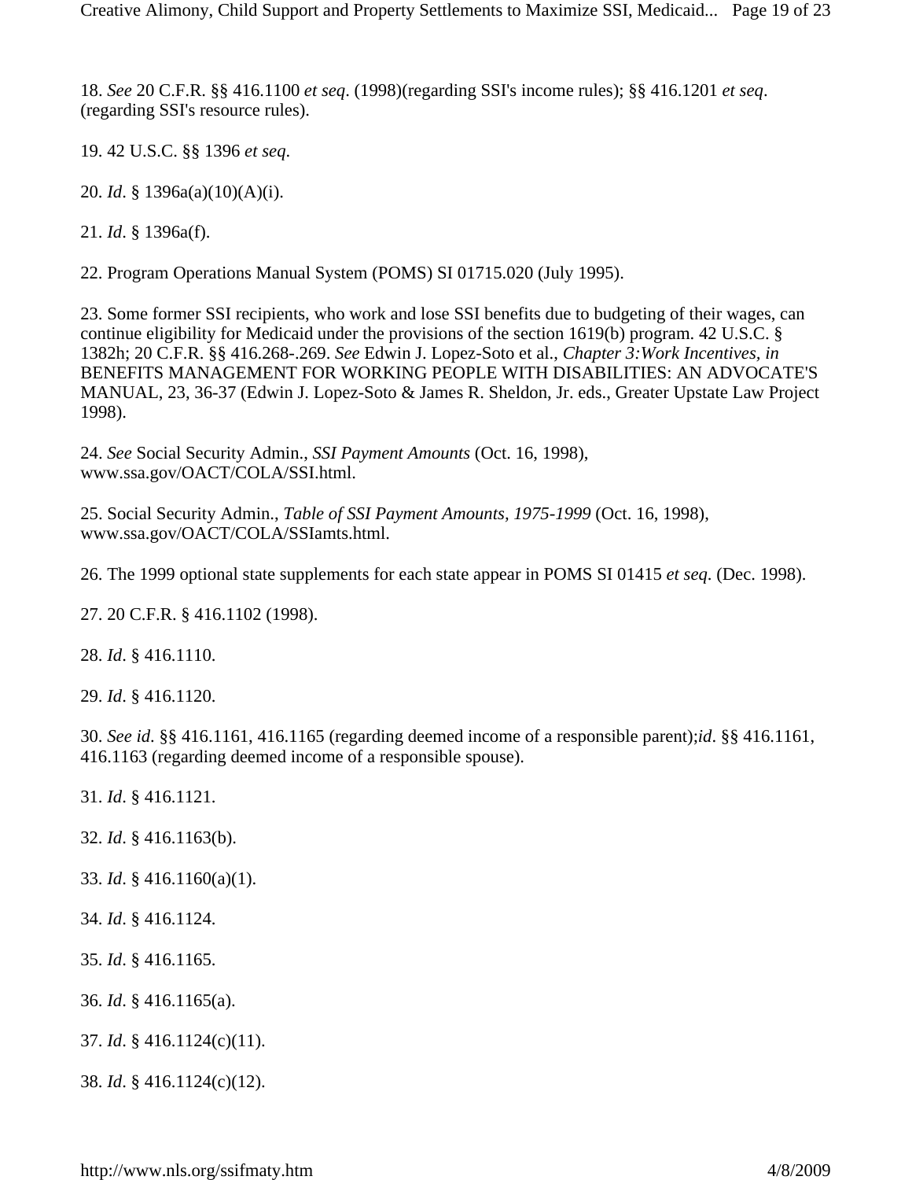18. *See* 20 C.F.R. §§ 416.1100 *et seq*. (1998)(regarding SSI's income rules); §§ 416.1201 *et seq*. (regarding SSI's resource rules).

19. 42 U.S.C. §§ 1396 *et seq*.

20. *Id*. § 1396a(a)(10)(A)(i).

21. *Id*. § 1396a(f).

22. Program Operations Manual System (POMS) SI 01715.020 (July 1995).

23. Some former SSI recipients, who work and lose SSI benefits due to budgeting of their wages, can continue eligibility for Medicaid under the provisions of the section 1619(b) program. 42 U.S.C. § 1382h; 20 C.F.R. §§ 416.268-.269. *See* Edwin J. Lopez-Soto et al., *Chapter 3:Work Incentives, in* BENEFITS MANAGEMENT FOR WORKING PEOPLE WITH DISABILITIES: AN ADVOCATE'S MANUAL, 23, 36-37 (Edwin J. Lopez-Soto & James R. Sheldon, Jr. eds., Greater Upstate Law Project 1998).

24. *See* Social Security Admin., *SSI Payment Amounts* (Oct. 16, 1998), www.ssa.gov/OACT/COLA/SSI.html.

25. Social Security Admin., *Table of SSI Payment Amounts, 1975-1999* (Oct. 16, 1998), www.ssa.gov/OACT/COLA/SSIamts.html.

26. The 1999 optional state supplements for each state appear in POMS SI 01415 *et seq*. (Dec. 1998).

27. 20 C.F.R. § 416.1102 (1998).

28. *Id*. § 416.1110.

29. *Id*. § 416.1120.

30. *See id*. §§ 416.1161, 416.1165 (regarding deemed income of a responsible parent);*id*. §§ 416.1161, 416.1163 (regarding deemed income of a responsible spouse).

31. *Id*. § 416.1121.

32. *Id*. § 416.1163(b).

33. *Id*. § 416.1160(a)(1).

34. *Id*. § 416.1124.

35. *Id*. § 416.1165.

36. *Id*. § 416.1165(a).

37. *Id*. § 416.1124(c)(11).

38. *Id*. § 416.1124(c)(12).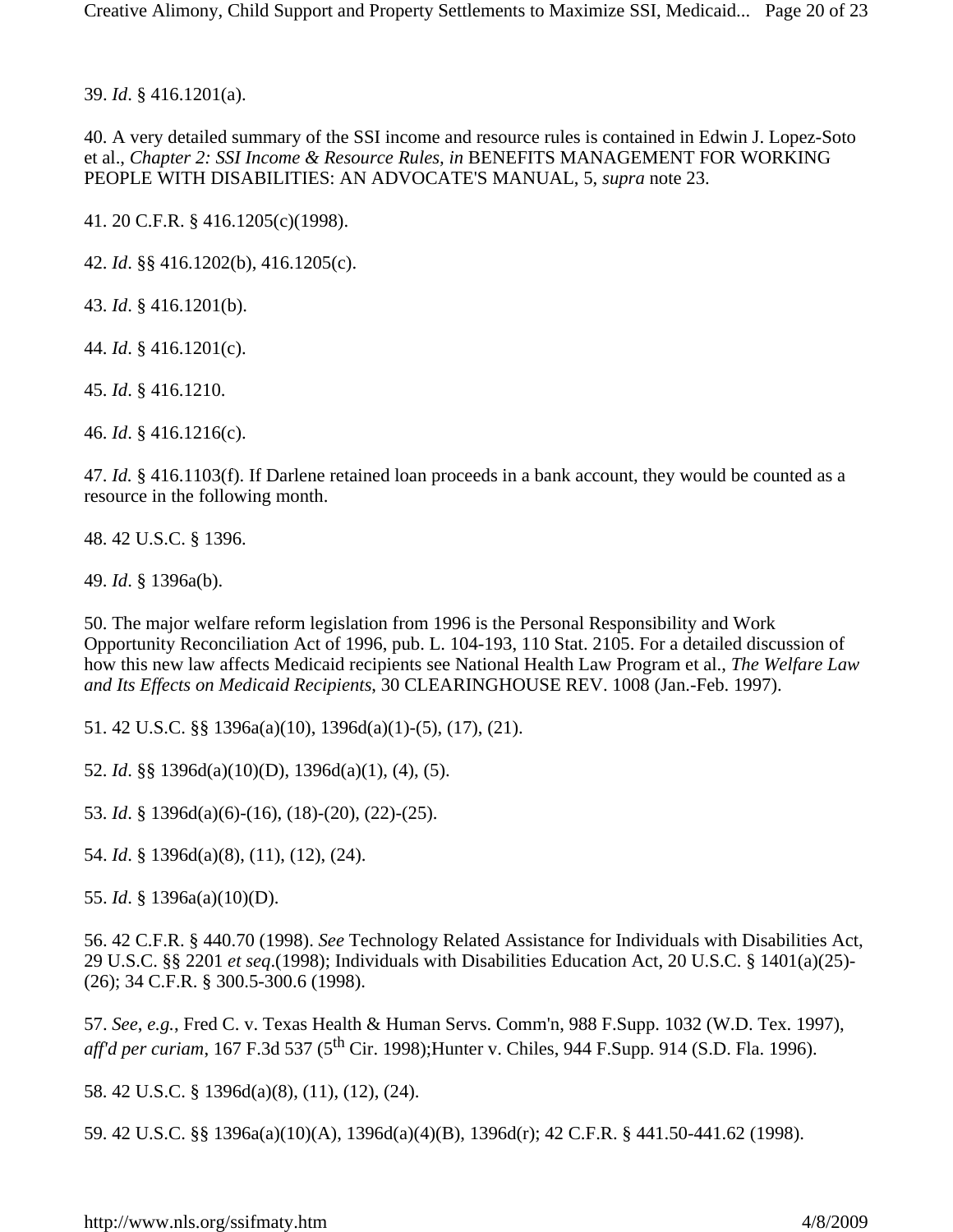39. *Id*. § 416.1201(a).

40. A very detailed summary of the SSI income and resource rules is contained in Edwin J. Lopez-Soto et al., *Chapter 2: SSI Income & Resource Rules, in* BENEFITS MANAGEMENT FOR WORKING PEOPLE WITH DISABILITIES: AN ADVOCATE'S MANUAL, 5, *supra* note 23.

41. 20 C.F.R. § 416.1205(c)(1998).

42. *Id*. §§ 416.1202(b), 416.1205(c).

43. *Id*. § 416.1201(b).

44. *Id*. § 416.1201(c).

45. *Id*. § 416.1210.

46. *Id*. § 416.1216(c).

47. *Id.* § 416.1103(f). If Darlene retained loan proceeds in a bank account, they would be counted as a resource in the following month.

48. 42 U.S.C. § 1396.

49. *Id*. § 1396a(b).

50. The major welfare reform legislation from 1996 is the Personal Responsibility and Work Opportunity Reconciliation Act of 1996, pub. L. 104-193, 110 Stat. 2105. For a detailed discussion of how this new law affects Medicaid recipients see National Health Law Program et al., *The Welfare Law and Its Effects on Medicaid Recipients,* 30 CLEARINGHOUSE REV. 1008 (Jan.-Feb. 1997).

51. 42 U.S.C. §§ 1396a(a)(10), 1396d(a)(1)-(5), (17), (21).

52. *Id*. §§ 1396d(a)(10)(D), 1396d(a)(1), (4), (5).

53. *Id*. § 1396d(a)(6)-(16), (18)-(20), (22)-(25).

54. *Id*. § 1396d(a)(8), (11), (12), (24).

55. *Id*. § 1396a(a)(10)(D).

56. 42 C.F.R. § 440.70 (1998). *See* Technology Related Assistance for Individuals with Disabilities Act, 29 U.S.C. §§ 2201 *et seq*.(1998); Individuals with Disabilities Education Act, 20 U.S.C. § 1401(a)(25)-(26); 34 C.F.R. § 300.5-300.6 (1998).

57. *See*, *e.g.*, Fred C. v. Texas Health & Human Servs. Comm'n, 988 F.Supp. 1032 (W.D. Tex. 1997), *aff'd per curiam*, 167 F.3d 537 (5th Cir. 1998);Hunter v. Chiles, 944 F.Supp. 914 (S.D. Fla. 1996).

58. 42 U.S.C. § 1396d(a)(8), (11), (12), (24).

59. 42 U.S.C. §§ 1396a(a)(10)(A), 1396d(a)(4)(B), 1396d(r); 42 C.F.R. § 441.50-441.62 (1998).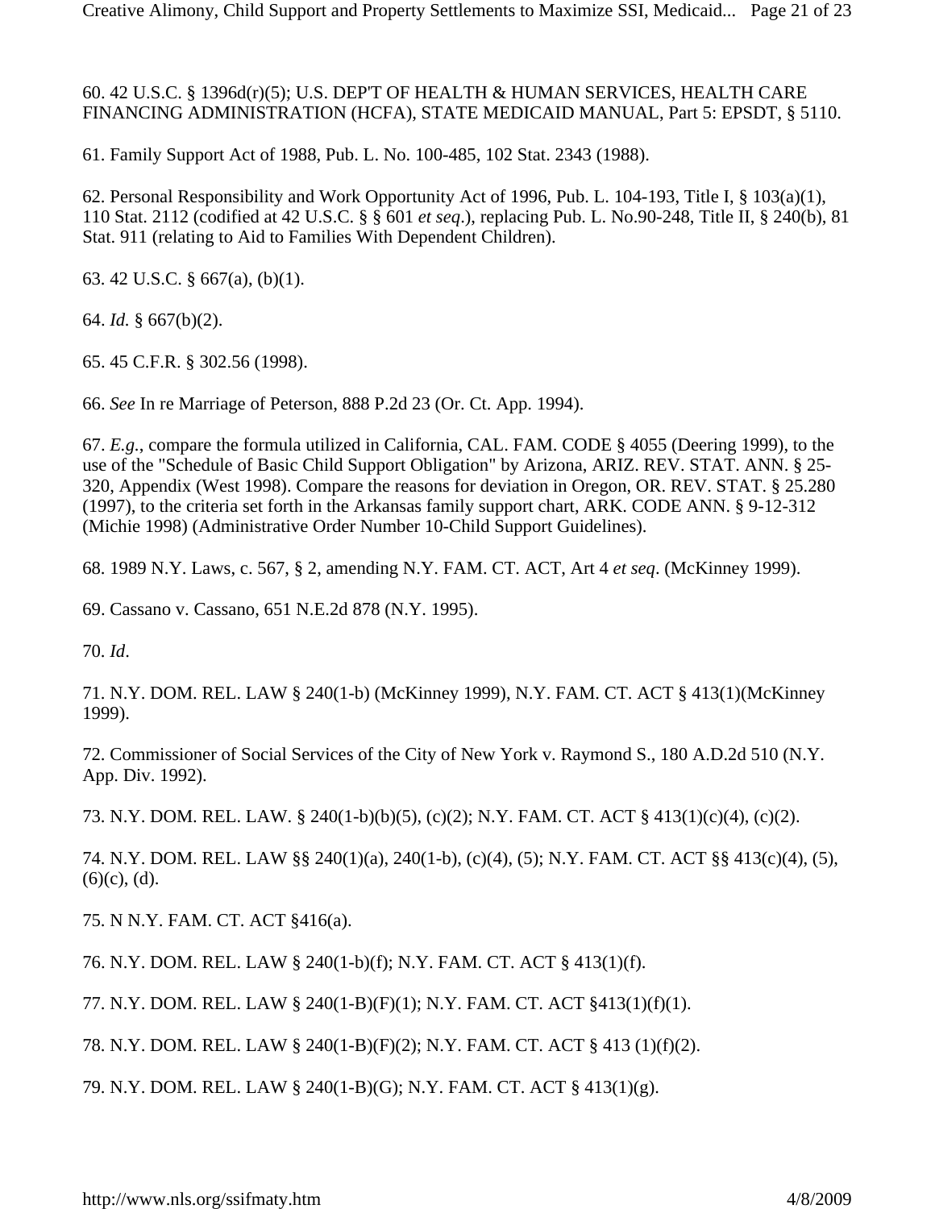60. 42 U.S.C. § 1396d(r)(5); U.S. DEP'T OF HEALTH & HUMAN SERVICES, HEALTH CARE FINANCING ADMINISTRATION (HCFA), STATE MEDICAID MANUAL, Part 5: EPSDT, § 5110.

61. Family Support Act of 1988, Pub. L. No. 100-485, 102 Stat. 2343 (1988).

62. Personal Responsibility and Work Opportunity Act of 1996, Pub. L. 104-193, Title I, § 103(a)(1), 110 Stat. 2112 (codified at 42 U.S.C. § § 601 *et seq*.), replacing Pub. L. No.90-248, Title II, § 240(b), 81 Stat. 911 (relating to Aid to Families With Dependent Children).

63. 42 U.S.C. § 667(a), (b)(1).

64. *Id.* § 667(b)(2).

65. 45 C.F.R. § 302.56 (1998).

66. *See* In re Marriage of Peterson, 888 P.2d 23 (Or. Ct. App. 1994).

67. *E.g.*, compare the formula utilized in California, CAL. FAM. CODE § 4055 (Deering 1999), to the use of the "Schedule of Basic Child Support Obligation" by Arizona, ARIZ. REV. STAT. ANN. § 25-320, Appendix (West 1998). Compare the reasons for deviation in Oregon, OR. REV. STAT. § 25.280 (1997), to the criteria set forth in the Arkansas family support chart, ARK. CODE ANN. § 9-12-312 (Michie 1998) (Administrative Order Number 10-Child Support Guidelines).

68. 1989 N.Y. Laws, c. 567, § 2, amending N.Y. FAM. CT. ACT, Art 4 *et seq*. (McKinney 1999).

69. Cassano v. Cassano, 651 N.E.2d 878 (N.Y. 1995).

70. *Id*.

71. N.Y. DOM. REL. LAW § 240(1-b) (McKinney 1999), N.Y. FAM. CT. ACT § 413(1)(McKinney 1999).

72. Commissioner of Social Services of the City of New York v. Raymond S., 180 A.D.2d 510 (N.Y. App. Div. 1992).

73. N.Y. DOM. REL. LAW. § 240(1-b)(b)(5), (c)(2); N.Y. FAM. CT. ACT § 413(1)(c)(4), (c)(2).

74. N.Y. DOM. REL. LAW §§ 240(1)(a), 240(1-b), (c)(4), (5); N.Y. FAM. CT. ACT §§ 413(c)(4), (5), (6)(c), (d).

75. N N.Y. FAM. CT. ACT §416(a).

76. N.Y. DOM. REL. LAW § 240(1-b)(f); N.Y. FAM. CT. ACT § 413(1)(f).

77. N.Y. DOM. REL. LAW § 240(1-B)(F)(1); N.Y. FAM. CT. ACT §413(1)(f)(1).

78. N.Y. DOM. REL. LAW § 240(1-B)(F)(2); N.Y. FAM. CT. ACT § 413 (1)(f)(2).

79. N.Y. DOM. REL. LAW § 240(1-B)(G); N.Y. FAM. CT. ACT § 413(1)(g).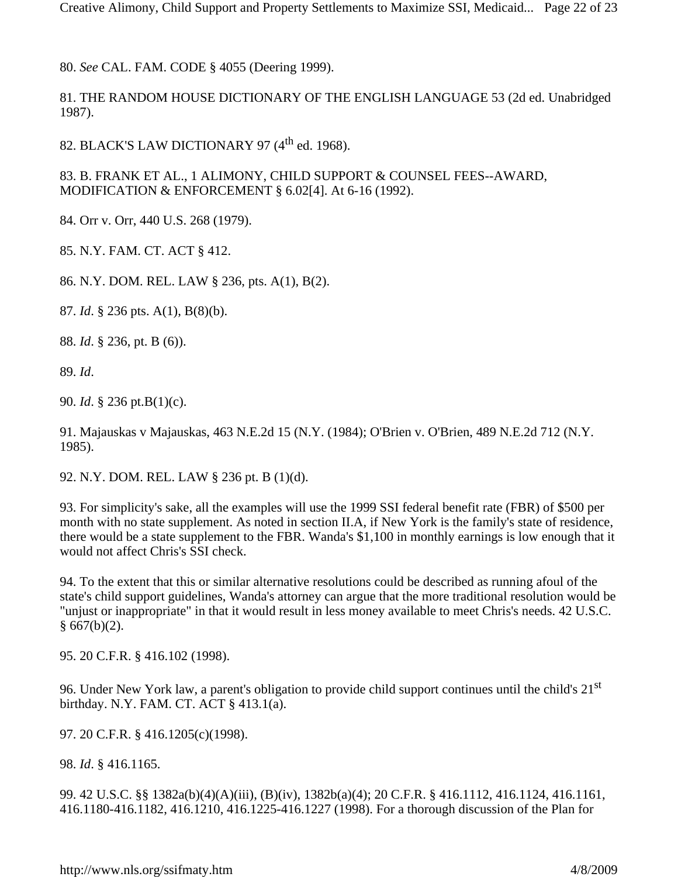80. *See* CAL. FAM. CODE § 4055 (Deering 1999).

81. THE RANDOM HOUSE DICTIONARY OF THE ENGLISH LANGUAGE 53 (2d ed. Unabridged 1987).

82. BLACK'S LAW DICTIONARY 97 (4th ed. 1968).

83. B. FRANK ET AL., 1 ALIMONY, CHILD SUPPORT & COUNSEL FEES--AWARD, MODIFICATION & ENFORCEMENT § 6.02[4]. At 6-16 (1992).

84. Orr v. Orr, 440 U.S. 268 (1979).

85. N.Y. FAM. CT. ACT § 412.

86. N.Y. DOM. REL. LAW § 236, pts. A(1), B(2).

87. *Id*. § 236 pts. A(1), B(8)(b).

88. *Id*. § 236, pt. B (6)).

89. *Id*.

90. *Id*. § 236 pt.B(1)(c).

91. Majauskas v Majauskas, 463 N.E.2d 15 (N.Y. (1984); O'Brien v. O'Brien, 489 N.E.2d 712 (N.Y. 1985).

92. N.Y. DOM. REL. LAW § 236 pt. B (1)(d).

93. For simplicity's sake, all the examples will use the 1999 SSI federal benefit rate (FBR) of $500 per month with no state supplement. As noted in section II.A, if New York is the family's state of residence, there would be a state supplement to the FBR. Wanda's $1,100 in monthly earnings is low enough that it would not affect Chris's SSI check.

94. To the extent that this or similar alternative resolutions could be described as running afoul of the state's child support guidelines, Wanda's attorney can argue that the more traditional resolution would be "unjust or inappropriate" in that it would result in less money available to meet Chris's needs. 42 U.S.C. § 667(b)(2).

95. 20 C.F.R. § 416.102 (1998).

96. Under New York law, a parent's obligation to provide child support continues until the child's 21st birthday. N.Y. FAM. CT. ACT § 413.1(a).

97. 20 C.F.R. § 416.1205(c)(1998).

98. *Id*. § 416.1165.

99. 42 U.S.C. §§ 1382a(b)(4)(A)(iii), (B)(iv), 1382b(a)(4); 20 C.F.R. § 416.1112, 416.1124, 416.1161, 416.1180-416.1182, 416.1210, 416.1225-416.1227 (1998). For a thorough discussion of the Plan for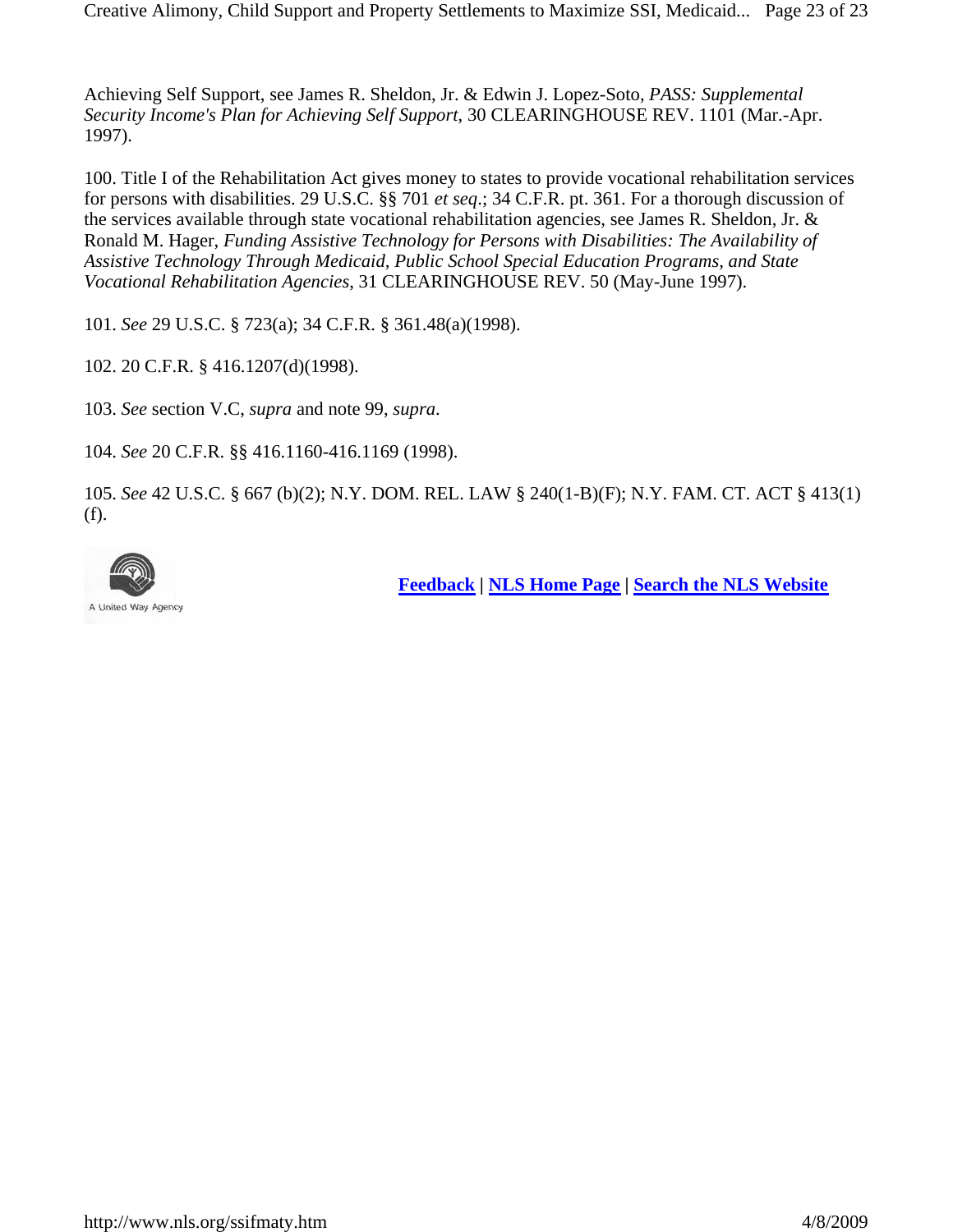Achieving Self Support, see James R. Sheldon, Jr. & Edwin J. Lopez-Soto, *PASS: Supplemental Security Income's Plan for Achieving Self Support*, 30 CLEARINGHOUSE REV. 1101 (Mar.-Apr. 1997).

100. Title I of the Rehabilitation Act gives money to states to provide vocational rehabilitation services for persons with disabilities. 29 U.S.C. §§ 701 *et seq*.; 34 C.F.R. pt. 361. For a thorough discussion of the services available through state vocational rehabilitation agencies, see James R. Sheldon, Jr. & Ronald M. Hager, *Funding Assistive Technology for Persons with Disabilities: The Availability of Assistive Technology Through Medicaid, Public School Special Education Programs, and State Vocational Rehabilitation Agencies*, 31 CLEARINGHOUSE REV. 50 (May-June 1997).

101. *See* 29 U.S.C. § 723(a); 34 C.F.R. § 361.48(a)(1998).

102. 20 C.F.R. § 416.1207(d)(1998).

103. *See* section V.C, *supra* and note 99, *supra*.

104. *See* 20 C.F.R. §§ 416.1160-416.1169 (1998).

105. *See* 42 U.S.C. § 667 (b)(2); N.Y. DOM. REL. LAW § 240(1-B)(F); N.Y. FAM. CT. ACT § 413(1)(f).

A United Way Agency

**Feedback** | **NLS Home Page** | **Search the NLS Website**